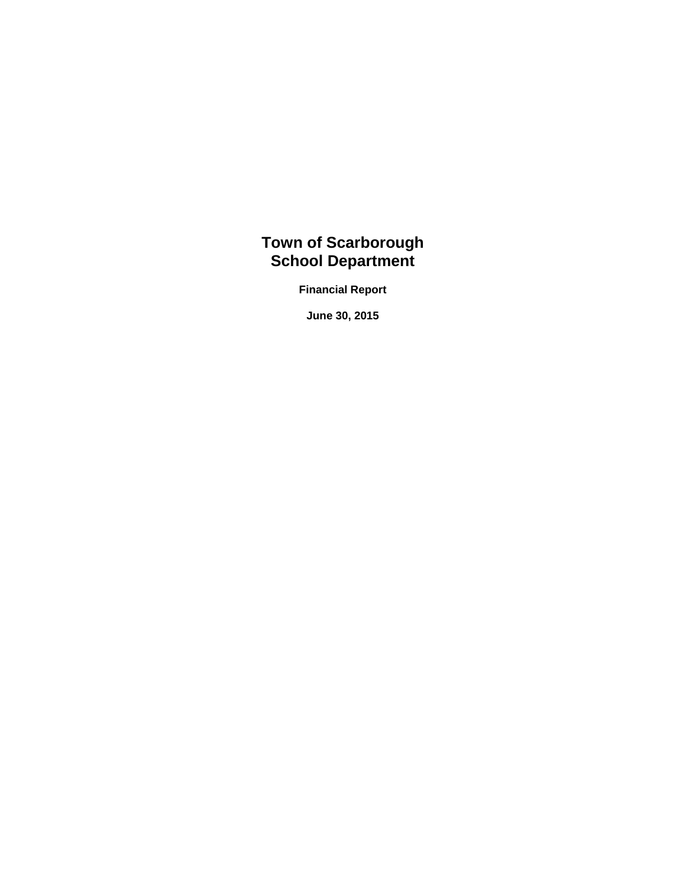# Town of Scarborough
# School Department

**Financial Report**

**June 30, 2015**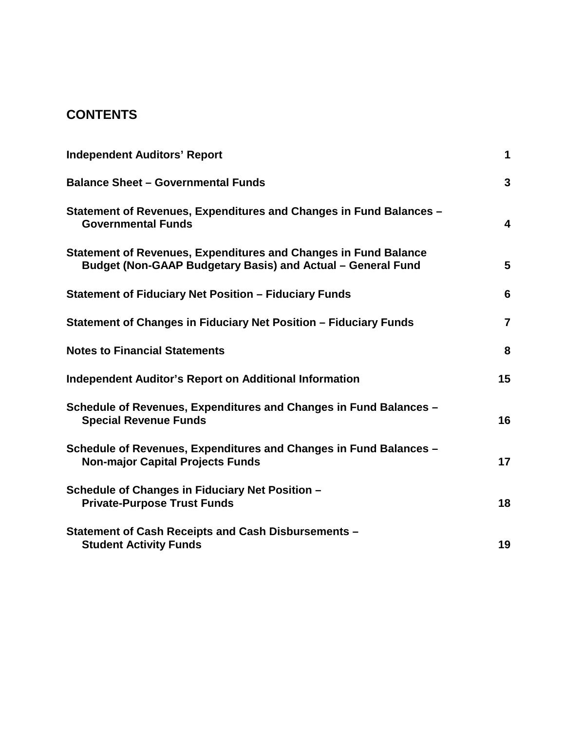# CONTENTS

| | |
|---|---|
| **Independent Auditors' Report** | **1** |
| **Balance Sheet – Governmental Funds** | **3** |
| **Statement of Revenues, Expenditures and Changes in Fund Balances – Governmental Funds** | **4** |
| **Statement of Revenues, Expenditures and Changes in Fund Balance Budget (Non-GAAP Budgetary Basis) and Actual – General Fund** | **5** |
| **Statement of Fiduciary Net Position – Fiduciary Funds** | **6** |
| **Statement of Changes in Fiduciary Net Position – Fiduciary Funds** | **7** |
| **Notes to Financial Statements** | **8** |
| **Independent Auditor's Report on Additional Information** | **15** |
| **Schedule of Revenues, Expenditures and Changes in Fund Balances – Special Revenue Funds** | **16** |
| **Schedule of Revenues, Expenditures and Changes in Fund Balances – Non-major Capital Projects Funds** | **17** |
| **Schedule of Changes in Fiduciary Net Position – Private-Purpose Trust Funds** | **18** |
| **Statement of Cash Receipts and Cash Disbursements – Student Activity Funds** | **19** |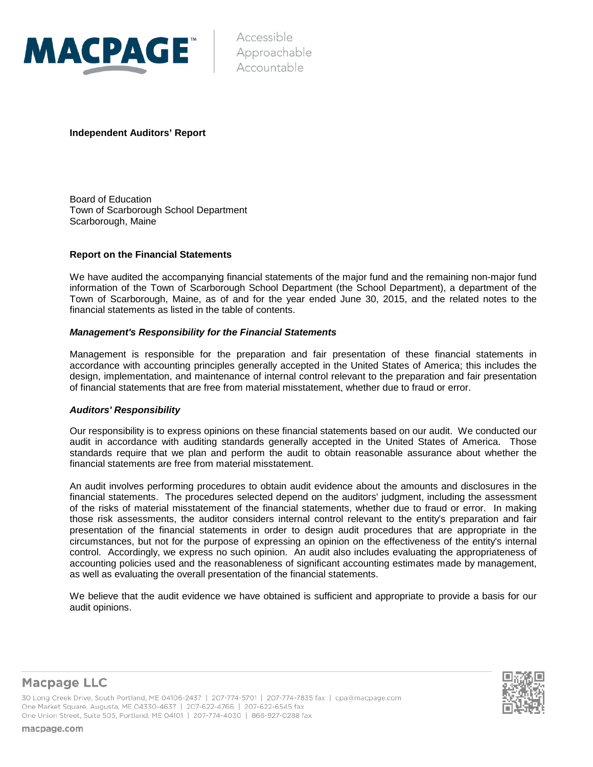**Independent Auditors' Report**

Board of Education
Town of Scarborough School Department
Scarborough, Maine

**Report on the Financial Statements**

We have audited the accompanying financial statements of the major fund and the remaining non-major fund information of the Town of Scarborough School Department (the School Department), a department of the Town of Scarborough, Maine, as of and for the year ended June 30, 2015, and the related notes to the financial statements as listed in the table of contents.

***Management's Responsibility for the Financial Statements***

Management is responsible for the preparation and fair presentation of these financial statements in accordance with accounting principles generally accepted in the United States of America; this includes the design, implementation, and maintenance of internal control relevant to the preparation and fair presentation of financial statements that are free from material misstatement, whether due to fraud or error.

***Auditors' Responsibility***

Our responsibility is to express opinions on these financial statements based on our audit. We conducted our audit in accordance with auditing standards generally accepted in the United States of America. Those standards require that we plan and perform the audit to obtain reasonable assurance about whether the financial statements are free from material misstatement.

An audit involves performing procedures to obtain audit evidence about the amounts and disclosures in the financial statements. The procedures selected depend on the auditors' judgment, including the assessment of the risks of material misstatement of the financial statements, whether due to fraud or error. In making those risk assessments, the auditor considers internal control relevant to the entity's preparation and fair presentation of the financial statements in order to design audit procedures that are appropriate in the circumstances, but not for the purpose of expressing an opinion on the effectiveness of the entity's internal control. Accordingly, we express no such opinion. An audit also includes evaluating the appropriateness of accounting policies used and the reasonableness of significant accounting estimates made by management, as well as evaluating the overall presentation of the financial statements.

We believe that the audit evidence we have obtained is sufficient and appropriate to provide a basis for our audit opinions.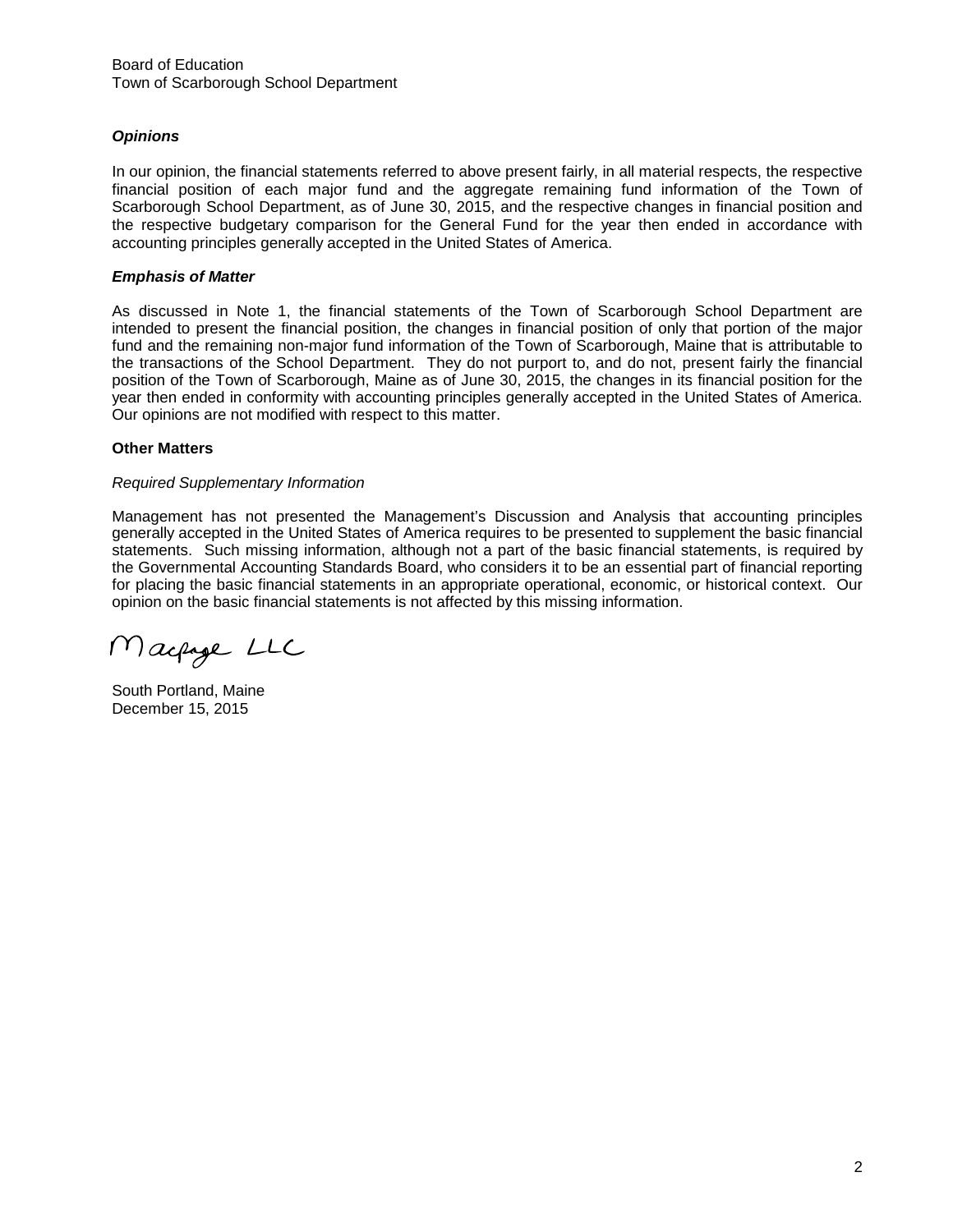Board of Education
Town of Scarborough School Department

***Opinions***

In our opinion, the financial statements referred to above present fairly, in all material respects, the respective financial position of each major fund and the aggregate remaining fund information of the Town of Scarborough School Department, as of June 30, 2015, and the respective changes in financial position and the respective budgetary comparison for the General Fund for the year then ended in accordance with accounting principles generally accepted in the United States of America.

***Emphasis of Matter***

As discussed in Note 1, the financial statements of the Town of Scarborough School Department are intended to present the financial position, the changes in financial position of only that portion of the major fund and the remaining non-major fund information of the Town of Scarborough, Maine that is attributable to the transactions of the School Department. They do not purport to, and do not, present fairly the financial position of the Town of Scarborough, Maine as of June 30, 2015, the changes in its financial position for the year then ended in conformity with accounting principles generally accepted in the United States of America. Our opinions are not modified with respect to this matter.

**Other Matters**

*Required Supplementary Information*

Management has not presented the Management's Discussion and Analysis that accounting principles generally accepted in the United States of America requires to be presented to supplement the basic financial statements. Such missing information, although not a part of the basic financial statements, is required by the Governmental Accounting Standards Board, who considers it to be an essential part of financial reporting for placing the basic financial statements in an appropriate operational, economic, or historical context. Our opinion on the basic financial statements is not affected by this missing information.

Macpage LLC

South Portland, Maine
December 15, 2015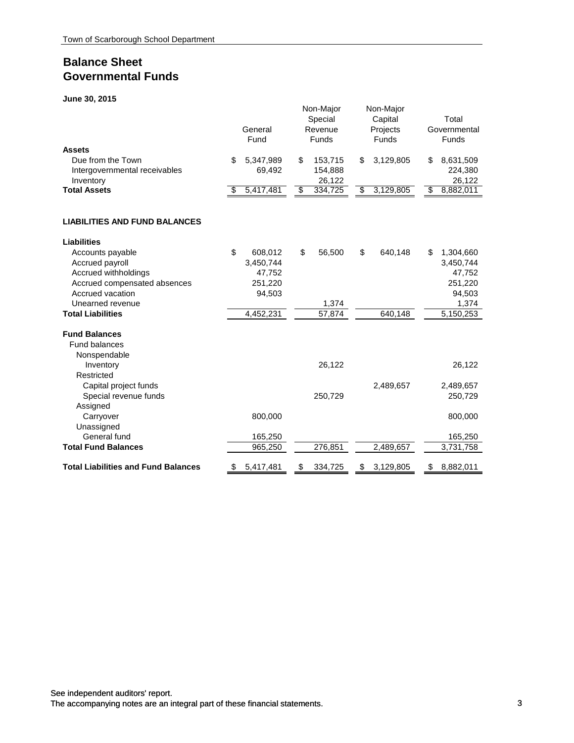## Balance Sheet
## Governmental Funds

**June 30, 2015**

| | General Fund | Non-Major Special Revenue Funds | Non-Major Capital Projects Funds | Total Governmental Funds |
|---|---|---|---|---|
| **Assets** | | | | |
| Due from the Town | $ 5,347,989 | $ 153,715 | $ 3,129,805 | $ 8,631,509 |
| Intergovernmental receivables | 69,492 | 154,888 | | 224,380 |
| Inventory | | 26,122 | | 26,122 |
| **Total Assets** | $ 5,417,481 | $ 334,725 | $ 3,129,805 | $ 8,882,011 |
| | | | | |
| **LIABILITIES AND FUND BALANCES** | | | | |
| | | | | |
| **Liabilities** | | | | |
| Accounts payable | $ 608,012 | $ 56,500 | $ 640,148 | $ 1,304,660 |
| Accrued payroll | 3,450,744 | | | 3,450,744 |
| Accrued withholdings | 47,752 | | | 47,752 |
| Accrued compensated absences | 251,220 | | | 251,220 |
| Accrued vacation | 94,503 | | | 94,503 |
| Unearned revenue | | 1,374 | | 1,374 |
| **Total Liabilities** | 4,452,231 | 57,874 | 640,148 | 5,150,253 |
| | | | | |
| **Fund Balances** | | | | |
| Fund balances | | | | |
| Nonspendable | | | | |
| Inventory | | 26,122 | | 26,122 |
| Restricted | | | | |
| Capital project funds | | | 2,489,657 | 2,489,657 |
| Special revenue funds | | 250,729 | | 250,729 |
| Assigned | | | | |
| Carryover | 800,000 | | | 800,000 |
| Unassigned | | | | |
| General fund | 165,250 | | | 165,250 |
| **Total Fund Balances** | 965,250 | 276,851 | 2,489,657 | 3,731,758 |
| | | | | |
| **Total Liabilities and Fund Balances** | $ 5,417,481 | $ 334,725 | $ 3,129,805 | $ 8,882,011 |

See independent auditors' report.
The accompanying notes are an integral part of these financial statements.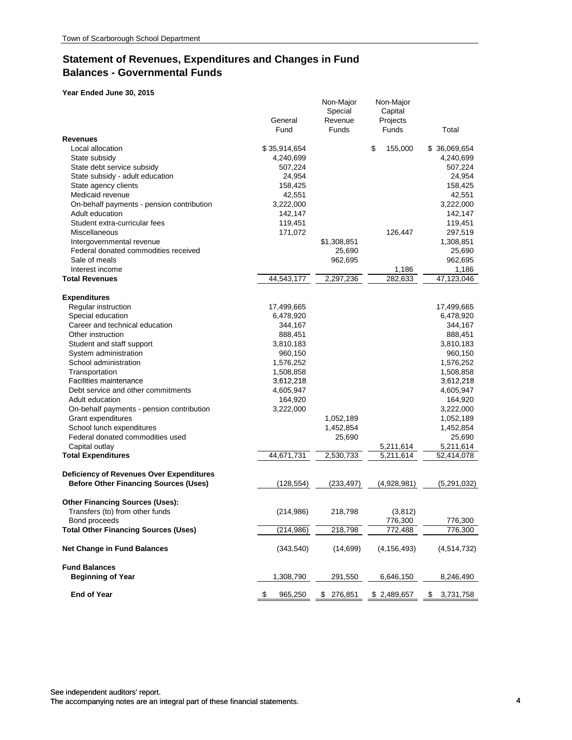## Statement of Revenues, Expenditures and Changes in Fund Balances - Governmental Funds

**Year Ended June 30, 2015**

| | General Fund | Non-Major Special Revenue Funds | Non-Major Capital Projects Funds | Total |
|---|---|---|---|---|
| **Revenues** | | | | |
| Local allocation | $ 35,914,654 | | $ 155,000 | $ 36,069,654 |
| State subsidy | 4,240,699 | | | 4,240,699 |
| State debt service subsidy | 507,224 | | | 507,224 |
| State subsidy - adult education | 24,954 | | | 24,954 |
| State agency clients | 158,425 | | | 158,425 |
| Medicaid revenue | 42,551 | | | 42,551 |
| On-behalf payments - pension contribution | 3,222,000 | | | 3,222,000 |
| Adult education | 142,147 | | | 142,147 |
| Student extra-curricular fees | 119,451 | | | 119,451 |
| Miscellaneous | 171,072 | | 126,447 | 297,519 |
| Intergovernmental revenue | | $1,308,851 | | 1,308,851 |
| Federal donated commodities received | | 25,690 | | 25,690 |
| Sale of meals | | 962,695 | | 962,695 |
| Interest income | | | 1,186 | 1,186 |
| **Total Revenues** | 44,543,177 | 2,297,236 | 282,633 | 47,123,046 |
| **Expenditures** | | | | |
| Regular instruction | 17,499,665 | | | 17,499,665 |
| Special education | 6,478,920 | | | 6,478,920 |
| Career and technical education | 344,167 | | | 344,167 |
| Other instruction | 888,451 | | | 888,451 |
| Student and staff support | 3,810,183 | | | 3,810,183 |
| System administration | 960,150 | | | 960,150 |
| School administration | 1,576,252 | | | 1,576,252 |
| Transportation | 1,508,858 | | | 1,508,858 |
| Facilities maintenance | 3,612,218 | | | 3,612,218 |
| Debt service and other commitments | 4,605,947 | | | 4,605,947 |
| Adult education | 164,920 | | | 164,920 |
| On-behalf payments - pension contribution | 3,222,000 | | | 3,222,000 |
| Grant expenditures | | 1,052,189 | | 1,052,189 |
| School lunch expenditures | | 1,452,854 | | 1,452,854 |
| Federal donated commodities used | | 25,690 | | 25,690 |
| Capital outlay | | | 5,211,614 | 5,211,614 |
| **Total Expenditures** | 44,671,731 | 2,530,733 | 5,211,614 | 52,414,078 |
| **Deficiency of Revenues Over Expenditures Before Other Financing Sources (Uses)** | (128,554) | (233,497) | (4,928,981) | (5,291,032) |
| **Other Financing Sources (Uses):** | | | | |
| Transfers (to) from other funds | (214,986) | 218,798 | (3,812) | |
| Bond proceeds | | | 776,300 | 776,300 |
| **Total Other Financing Sources (Uses)** | (214,986) | 218,798 | 772,488 | 776,300 |
| **Net Change in Fund Balances** | (343,540) | (14,699) | (4,156,493) | (4,514,732) |
| **Fund Balances** | | | | |
| **Beginning of Year** | 1,308,790 | 291,550 | 6,646,150 | 8,246,490 |
| **End of Year** | $ 965,250 | $ 276,851 | $ 2,489,657 | $ 3,731,758 |

See independent auditors' report.
The accompanying notes are an integral part of these financial statements.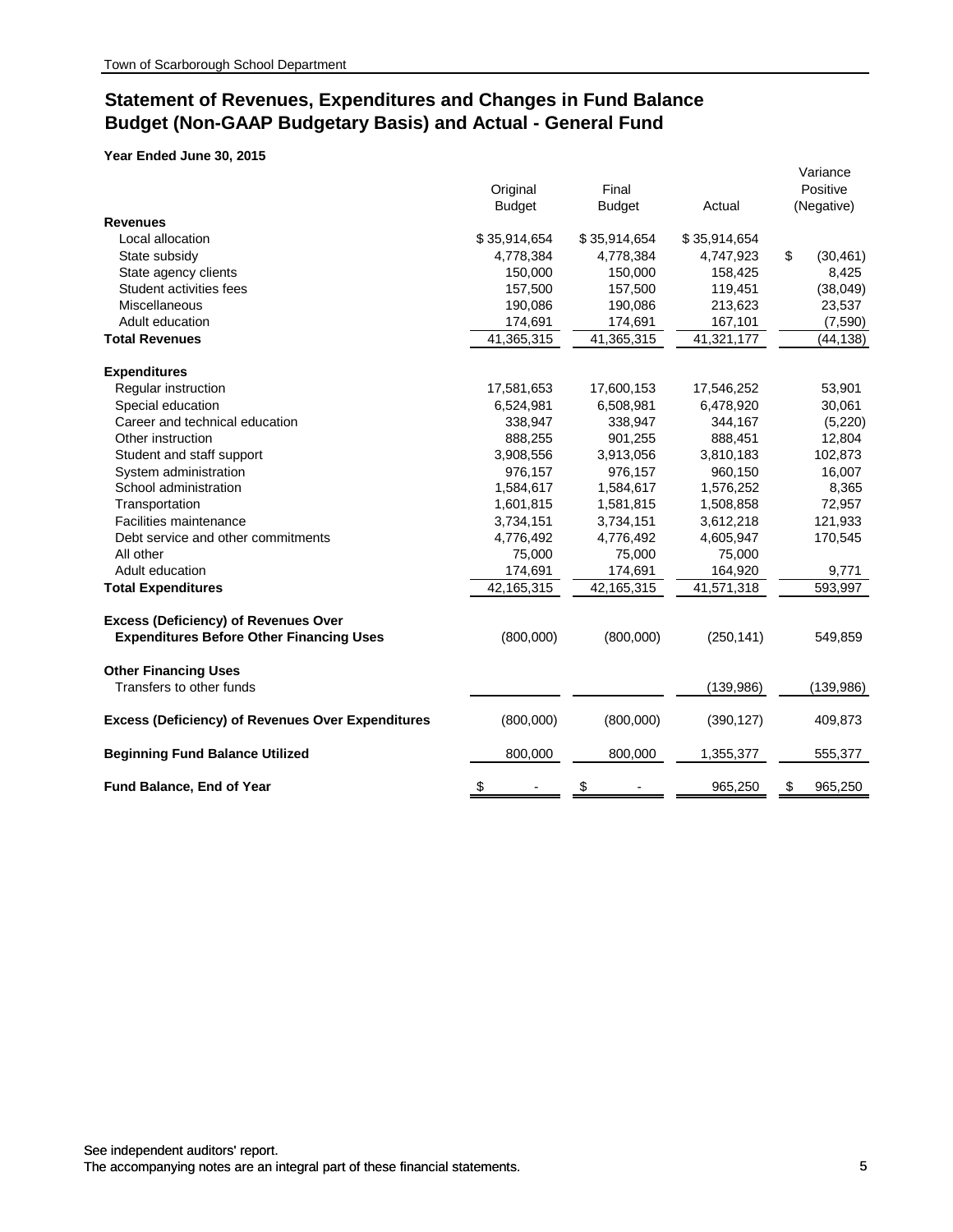Town of Scarborough School Department

## Statement of Revenues, Expenditures and Changes in Fund Balance
## Budget (Non-GAAP Budgetary Basis) and Actual - General Fund

**Year Ended June 30, 2015**

| | Original Budget | Final Budget | Actual | Variance Positive (Negative) |
|---|---|---|---|---|
| **Revenues** | | | | |
| Local allocation | $ 35,914,654 | $ 35,914,654 | $ 35,914,654 | |
| State subsidy | 4,778,384 | 4,778,384 | 4,747,923 | $ (30,461) |
| State agency clients | 150,000 | 150,000 | 158,425 | 8,425 |
| Student activities fees | 157,500 | 157,500 | 119,451 | (38,049) |
| Miscellaneous | 190,086 | 190,086 | 213,623 | 23,537 |
| Adult education | 174,691 | 174,691 | 167,101 | (7,590) |
| **Total Revenues** | 41,365,315 | 41,365,315 | 41,321,177 | (44,138) |
| **Expenditures** | | | | |
| Regular instruction | 17,581,653 | 17,600,153 | 17,546,252 | 53,901 |
| Special education | 6,524,981 | 6,508,981 | 6,478,920 | 30,061 |
| Career and technical education | 338,947 | 338,947 | 344,167 | (5,220) |
| Other instruction | 888,255 | 901,255 | 888,451 | 12,804 |
| Student and staff support | 3,908,556 | 3,913,056 | 3,810,183 | 102,873 |
| System administration | 976,157 | 976,157 | 960,150 | 16,007 |
| School administration | 1,584,617 | 1,584,617 | 1,576,252 | 8,365 |
| Transportation | 1,601,815 | 1,581,815 | 1,508,858 | 72,957 |
| Facilities maintenance | 3,734,151 | 3,734,151 | 3,612,218 | 121,933 |
| Debt service and other commitments | 4,776,492 | 4,776,492 | 4,605,947 | 170,545 |
| All other | 75,000 | 75,000 | 75,000 | |
| Adult education | 174,691 | 174,691 | 164,920 | 9,771 |
| **Total Expenditures** | 42,165,315 | 42,165,315 | 41,571,318 | 593,997 |
| **Excess (Deficiency) of Revenues Over Expenditures Before Other Financing Uses** | (800,000) | (800,000) | (250,141) | 549,859 |
| **Other Financing Uses** | | | | |
| Transfers to other funds | | | (139,986) | (139,986) |
| **Excess (Deficiency) of Revenues Over Expenditures** | (800,000) | (800,000) | (390,127) | 409,873 |
| **Beginning Fund Balance Utilized** | 800,000 | 800,000 | 1,355,377 | 555,377 |
| **Fund Balance, End of Year** | $ - | $ - | 965,250 | $ 965,250 |

See independent auditors' report.
The accompanying notes are an integral part of these financial statements.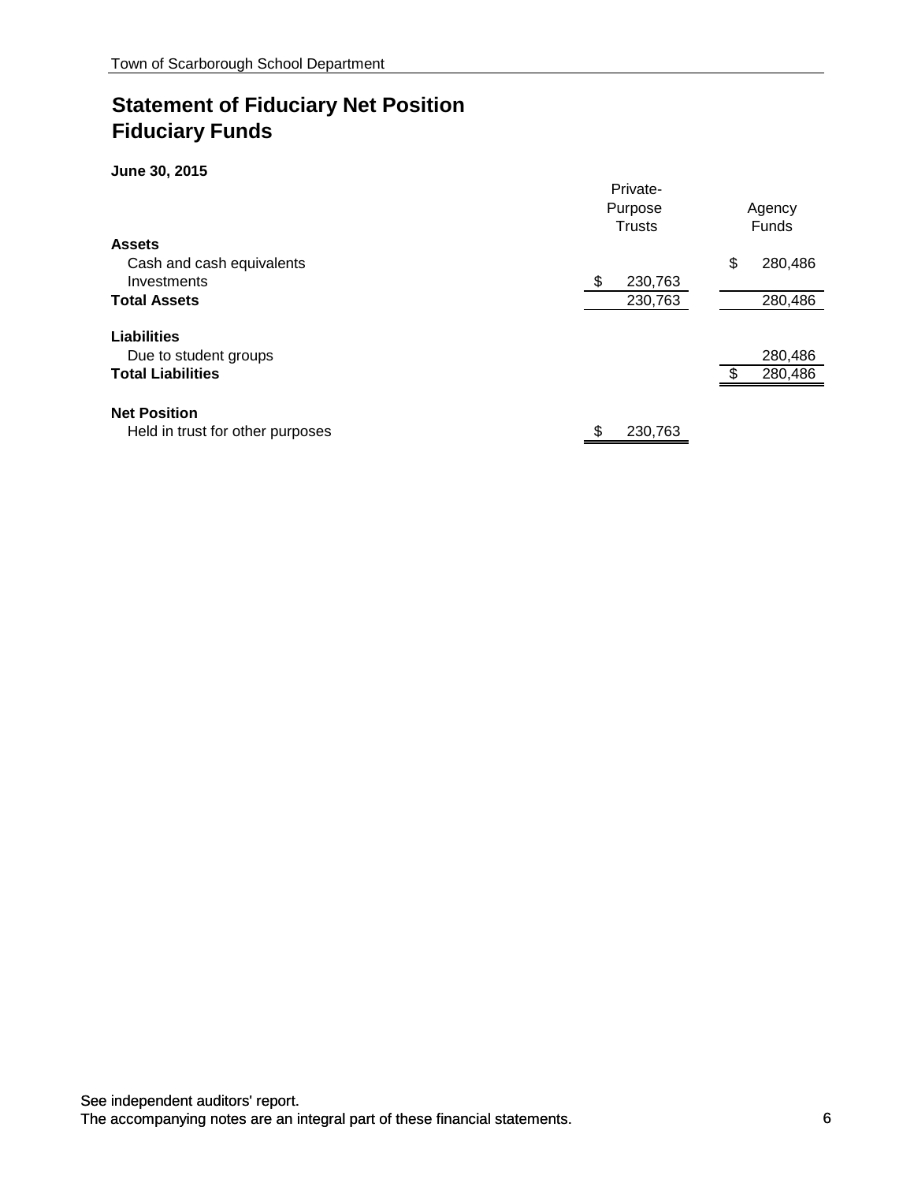# Statement of Fiduciary Net Position
# Fiduciary Funds

**June 30, 2015**

| | Private-Purpose Trusts | Agency Funds |
|---|---|---|
| **Assets** | | |
| Cash and cash equivalents | | $ 280,486 |
| Investments | $ 230,763 | |
| **Total Assets** | 230,763 | 280,486 |
| **Liabilities** | | |
| Due to student groups | | 280,486 |
| **Total Liabilities** | | $ 280,486 |
| **Net Position** | | |
| Held in trust for other purposes | $ 230,763 | |

See independent auditors' report.
The accompanying notes are an integral part of these financial statements.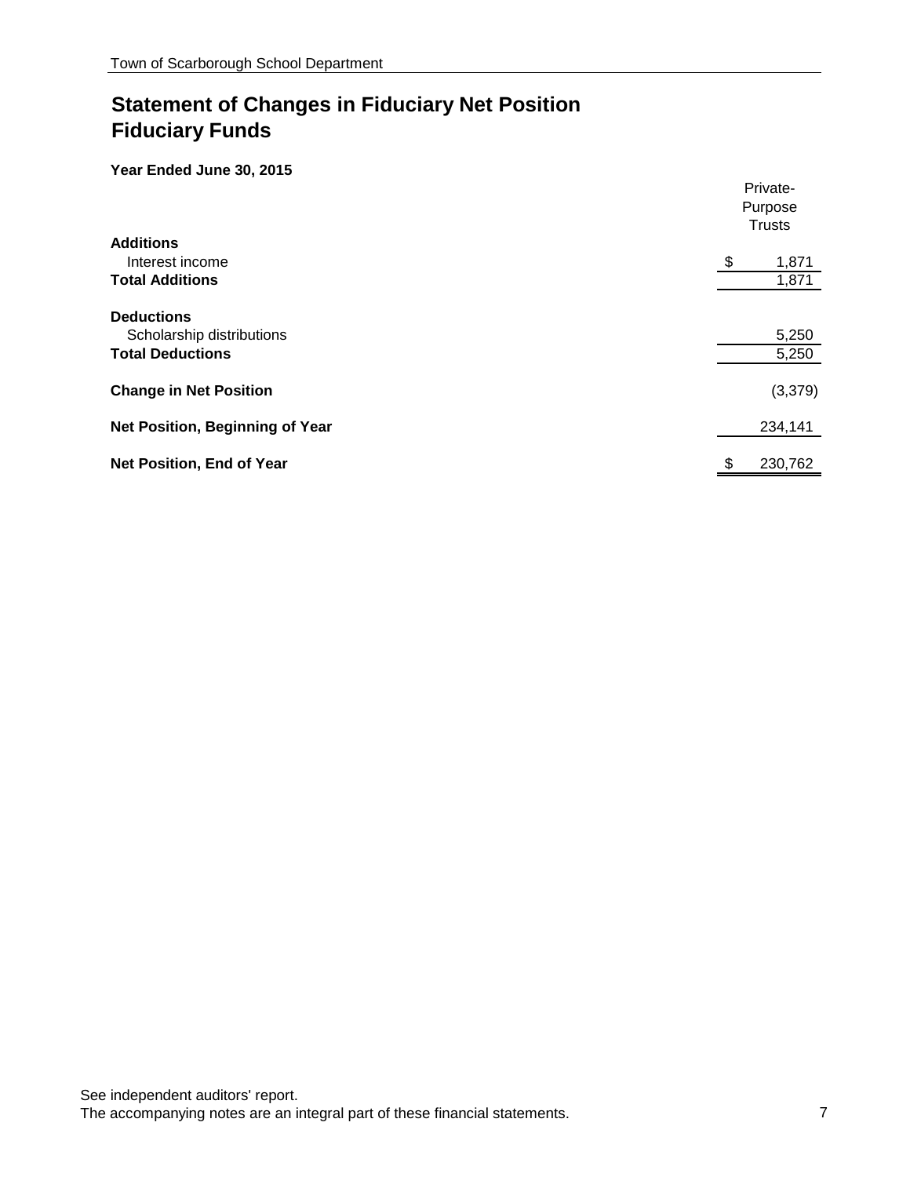# Statement of Changes in Fiduciary Net Position
# Fiduciary Funds

**Year Ended June 30, 2015**

| | Private-Purpose Trusts |
|---|---|
| **Additions** | |
| Interest income | $ 1,871 |
| **Total Additions** | 1,871 |
| | |
| **Deductions** | |
| Scholarship distributions | 5,250 |
| **Total Deductions** | 5,250 |
| | |
| **Change in Net Position** | (3,379) |
| | |
| **Net Position, Beginning of Year** | 234,141 |
| | |
| **Net Position, End of Year** | $ 230,762 |

See independent auditors' report.
The accompanying notes are an integral part of these financial statements.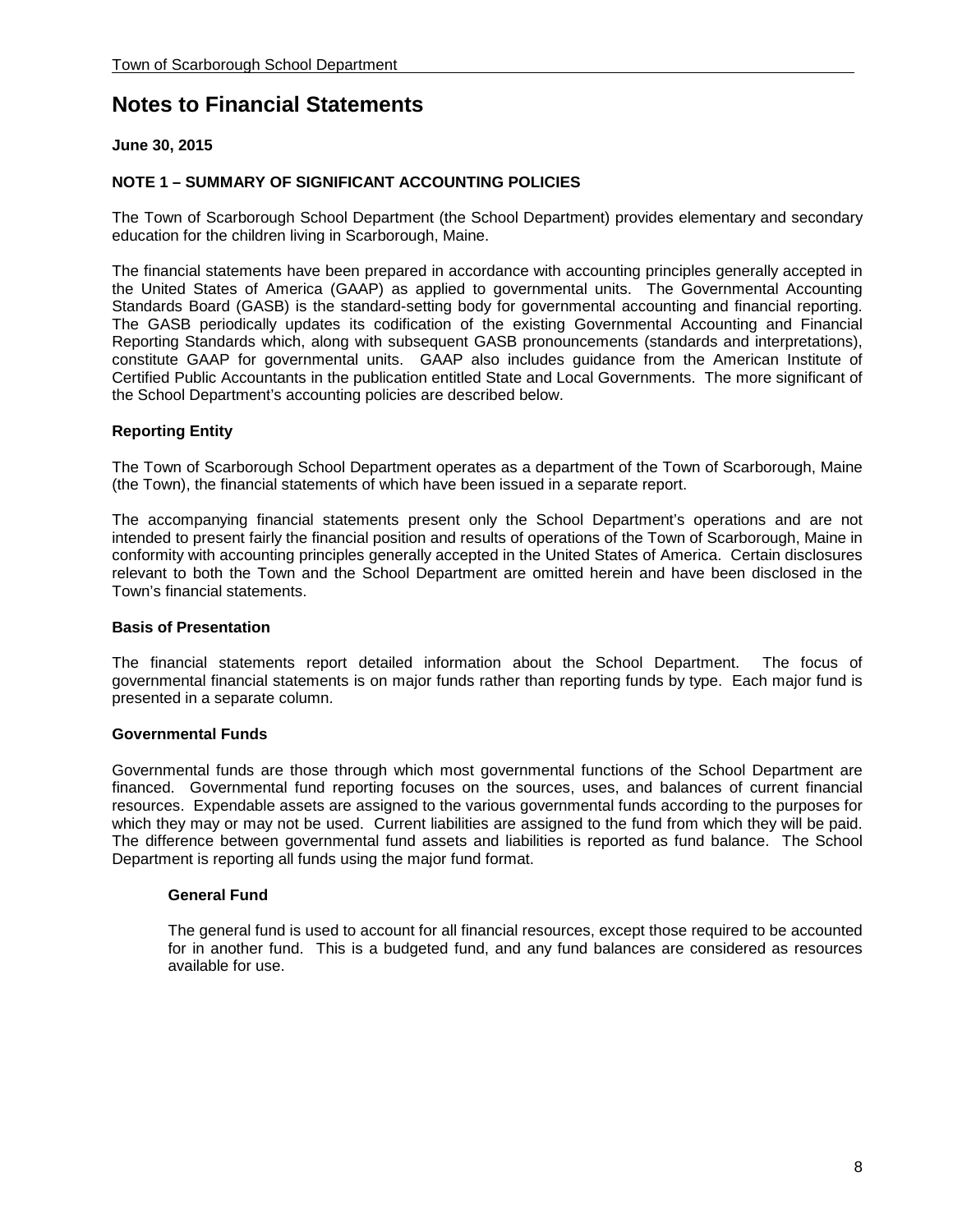# Notes to Financial Statements

**June 30, 2015**

**NOTE 1 – SUMMARY OF SIGNIFICANT ACCOUNTING POLICIES**

The Town of Scarborough School Department (the School Department) provides elementary and secondary education for the children living in Scarborough, Maine.

The financial statements have been prepared in accordance with accounting principles generally accepted in the United States of America (GAAP) as applied to governmental units. The Governmental Accounting Standards Board (GASB) is the standard-setting body for governmental accounting and financial reporting. The GASB periodically updates its codification of the existing Governmental Accounting and Financial Reporting Standards which, along with subsequent GASB pronouncements (standards and interpretations), constitute GAAP for governmental units. GAAP also includes guidance from the American Institute of Certified Public Accountants in the publication entitled State and Local Governments. The more significant of the School Department's accounting policies are described below.

**Reporting Entity**

The Town of Scarborough School Department operates as a department of the Town of Scarborough, Maine (the Town), the financial statements of which have been issued in a separate report.

The accompanying financial statements present only the School Department's operations and are not intended to present fairly the financial position and results of operations of the Town of Scarborough, Maine in conformity with accounting principles generally accepted in the United States of America. Certain disclosures relevant to both the Town and the School Department are omitted herein and have been disclosed in the Town's financial statements.

**Basis of Presentation**

The financial statements report detailed information about the School Department. The focus of governmental financial statements is on major funds rather than reporting funds by type. Each major fund is presented in a separate column.

**Governmental Funds**

Governmental funds are those through which most governmental functions of the School Department are financed. Governmental fund reporting focuses on the sources, uses, and balances of current financial resources. Expendable assets are assigned to the various governmental funds according to the purposes for which they may or may not be used. Current liabilities are assigned to the fund from which they will be paid. The difference between governmental fund assets and liabilities is reported as fund balance. The School Department is reporting all funds using the major fund format.

**General Fund**

The general fund is used to account for all financial resources, except those required to be accounted for in another fund. This is a budgeted fund, and any fund balances are considered as resources available for use.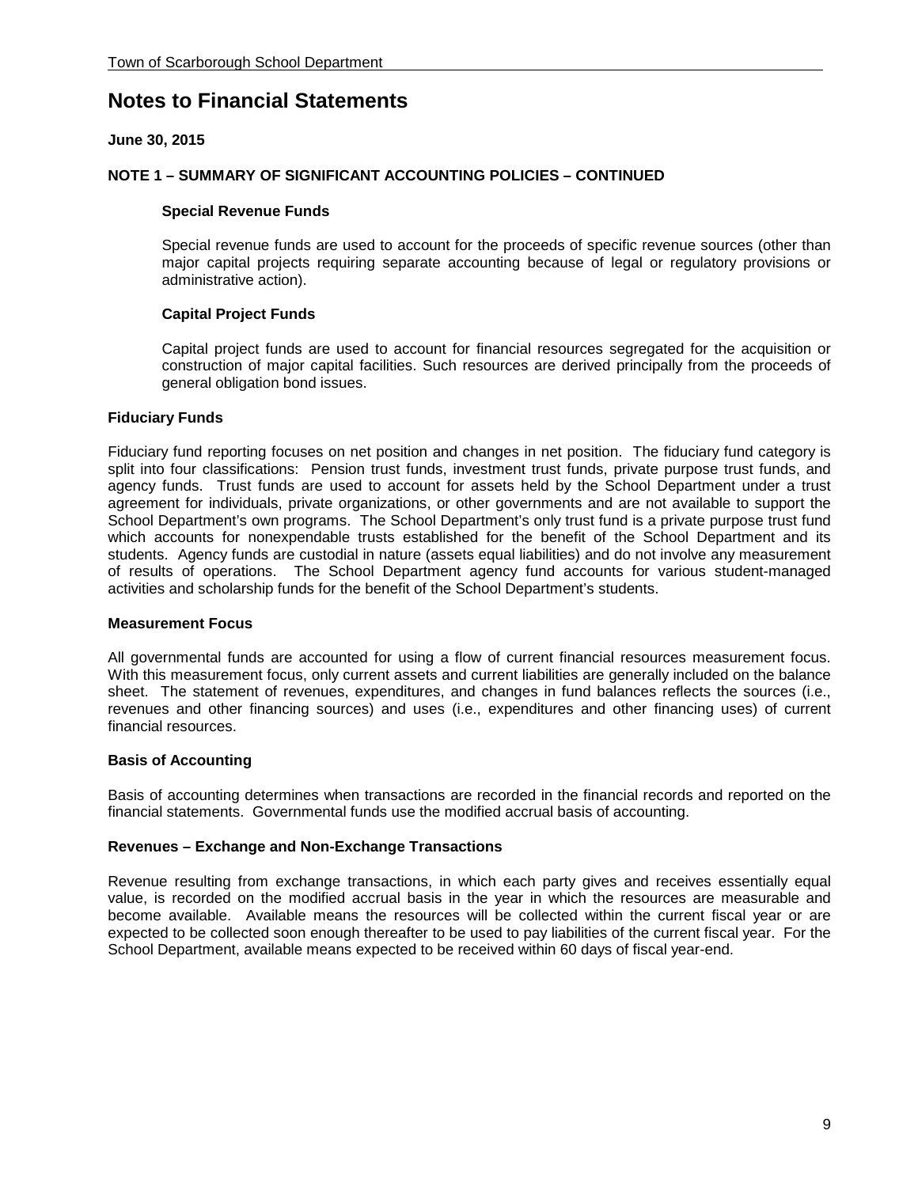# Notes to Financial Statements

**June 30, 2015**

**NOTE 1 – SUMMARY OF SIGNIFICANT ACCOUNTING POLICIES – CONTINUED**

**Special Revenue Funds**

Special revenue funds are used to account for the proceeds of specific revenue sources (other than major capital projects requiring separate accounting because of legal or regulatory provisions or administrative action).

**Capital Project Funds**

Capital project funds are used to account for financial resources segregated for the acquisition or construction of major capital facilities. Such resources are derived principally from the proceeds of general obligation bond issues.

**Fiduciary Funds**

Fiduciary fund reporting focuses on net position and changes in net position. The fiduciary fund category is split into four classifications: Pension trust funds, investment trust funds, private purpose trust funds, and agency funds. Trust funds are used to account for assets held by the School Department under a trust agreement for individuals, private organizations, or other governments and are not available to support the School Department's own programs. The School Department's only trust fund is a private purpose trust fund which accounts for nonexpendable trusts established for the benefit of the School Department and its students. Agency funds are custodial in nature (assets equal liabilities) and do not involve any measurement of results of operations. The School Department agency fund accounts for various student-managed activities and scholarship funds for the benefit of the School Department's students.

**Measurement Focus**

All governmental funds are accounted for using a flow of current financial resources measurement focus. With this measurement focus, only current assets and current liabilities are generally included on the balance sheet. The statement of revenues, expenditures, and changes in fund balances reflects the sources (i.e., revenues and other financing sources) and uses (i.e., expenditures and other financing uses) of current financial resources.

**Basis of Accounting**

Basis of accounting determines when transactions are recorded in the financial records and reported on the financial statements. Governmental funds use the modified accrual basis of accounting.

**Revenues – Exchange and Non-Exchange Transactions**

Revenue resulting from exchange transactions, in which each party gives and receives essentially equal value, is recorded on the modified accrual basis in the year in which the resources are measurable and become available. Available means the resources will be collected within the current fiscal year or are expected to be collected soon enough thereafter to be used to pay liabilities of the current fiscal year. For the School Department, available means expected to be received within 60 days of fiscal year-end.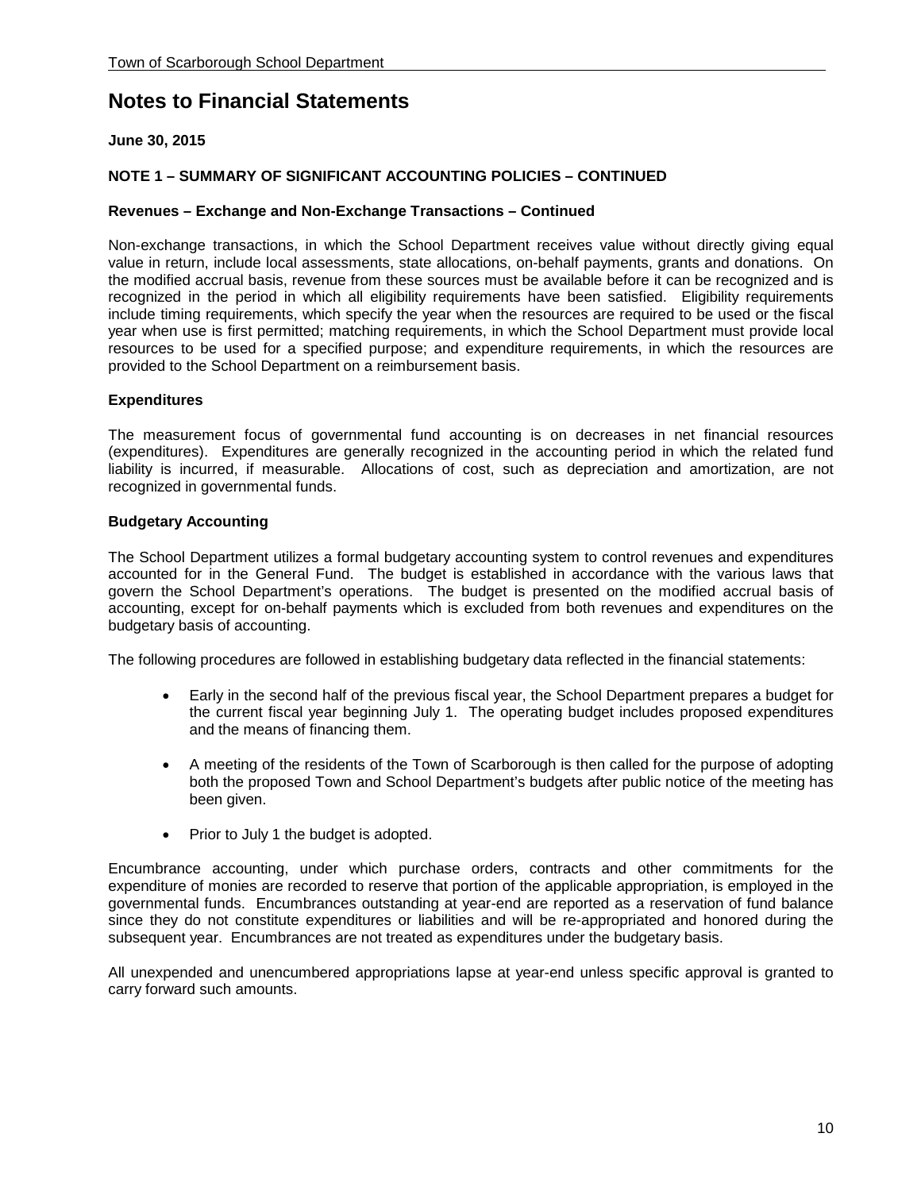# Notes to Financial Statements

**June 30, 2015**

**NOTE 1 – SUMMARY OF SIGNIFICANT ACCOUNTING POLICIES – CONTINUED**

**Revenues – Exchange and Non-Exchange Transactions – Continued**

Non-exchange transactions, in which the School Department receives value without directly giving equal value in return, include local assessments, state allocations, on-behalf payments, grants and donations. On the modified accrual basis, revenue from these sources must be available before it can be recognized and is recognized in the period in which all eligibility requirements have been satisfied. Eligibility requirements include timing requirements, which specify the year when the resources are required to be used or the fiscal year when use is first permitted; matching requirements, in which the School Department must provide local resources to be used for a specified purpose; and expenditure requirements, in which the resources are provided to the School Department on a reimbursement basis.

**Expenditures**

The measurement focus of governmental fund accounting is on decreases in net financial resources (expenditures). Expenditures are generally recognized in the accounting period in which the related fund liability is incurred, if measurable. Allocations of cost, such as depreciation and amortization, are not recognized in governmental funds.

**Budgetary Accounting**

The School Department utilizes a formal budgetary accounting system to control revenues and expenditures accounted for in the General Fund. The budget is established in accordance with the various laws that govern the School Department's operations. The budget is presented on the modified accrual basis of accounting, except for on-behalf payments which is excluded from both revenues and expenditures on the budgetary basis of accounting.

The following procedures are followed in establishing budgetary data reflected in the financial statements:

- Early in the second half of the previous fiscal year, the School Department prepares a budget for the current fiscal year beginning July 1. The operating budget includes proposed expenditures and the means of financing them.
- A meeting of the residents of the Town of Scarborough is then called for the purpose of adopting both the proposed Town and School Department's budgets after public notice of the meeting has been given.
- Prior to July 1 the budget is adopted.

Encumbrance accounting, under which purchase orders, contracts and other commitments for the expenditure of monies are recorded to reserve that portion of the applicable appropriation, is employed in the governmental funds. Encumbrances outstanding at year-end are reported as a reservation of fund balance since they do not constitute expenditures or liabilities and will be re-appropriated and honored during the subsequent year. Encumbrances are not treated as expenditures under the budgetary basis.

All unexpended and unencumbered appropriations lapse at year-end unless specific approval is granted to carry forward such amounts.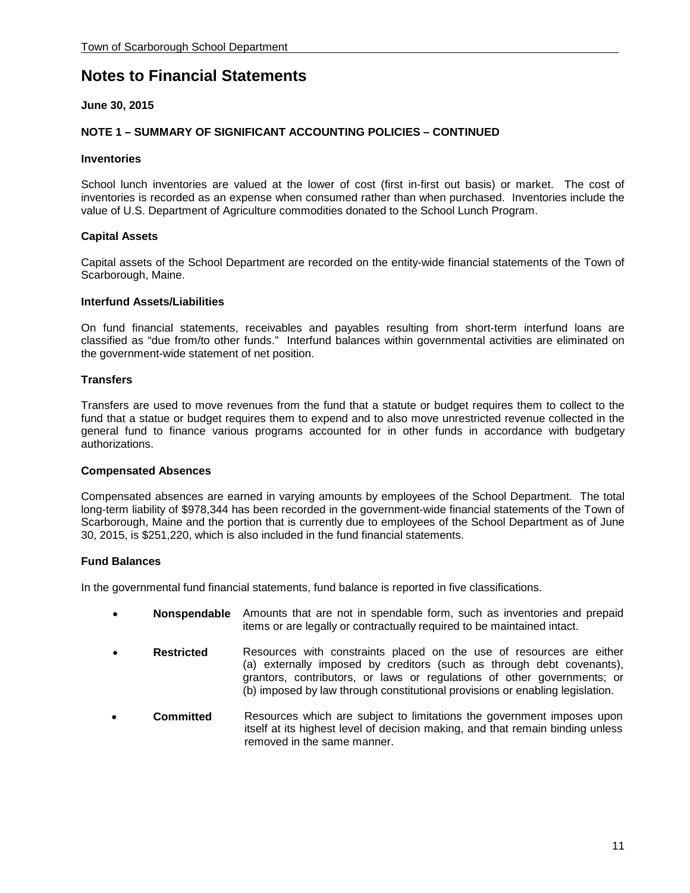# Notes to Financial Statements

**June 30, 2015**

**NOTE 1 – SUMMARY OF SIGNIFICANT ACCOUNTING POLICIES – CONTINUED**

### Inventories

School lunch inventories are valued at the lower of cost (first in-first out basis) or market. The cost of inventories is recorded as an expense when consumed rather than when purchased. Inventories include the value of U.S. Department of Agriculture commodities donated to the School Lunch Program.

### Capital Assets

Capital assets of the School Department are recorded on the entity-wide financial statements of the Town of Scarborough, Maine.

### Interfund Assets/Liabilities

On fund financial statements, receivables and payables resulting from short-term interfund loans are classified as "due from/to other funds." Interfund balances within governmental activities are eliminated on the government-wide statement of net position.

### Transfers

Transfers are used to move revenues from the fund that a statute or budget requires them to collect to the fund that a statue or budget requires them to expend and to also move unrestricted revenue collected in the general fund to finance various programs accounted for in other funds in accordance with budgetary authorizations.

### Compensated Absences

Compensated absences are earned in varying amounts by employees of the School Department. The total long-term liability of $978,344 has been recorded in the government-wide financial statements of the Town of Scarborough, Maine and the portion that is currently due to employees of the School Department as of June 30, 2015, is $251,220, which is also included in the fund financial statements.

### Fund Balances

In the governmental fund financial statements, fund balance is reported in five classifications.

- **Nonspendable** Amounts that are not in spendable form, such as inventories and prepaid items or are legally or contractually required to be maintained intact.
- **Restricted** Resources with constraints placed on the use of resources are either (a) externally imposed by creditors (such as through debt covenants), grantors, contributors, or laws or regulations of other governments; or (b) imposed by law through constitutional provisions or enabling legislation.
- **Committed** Resources which are subject to limitations the government imposes upon itself at its highest level of decision making, and that remain binding unless removed in the same manner.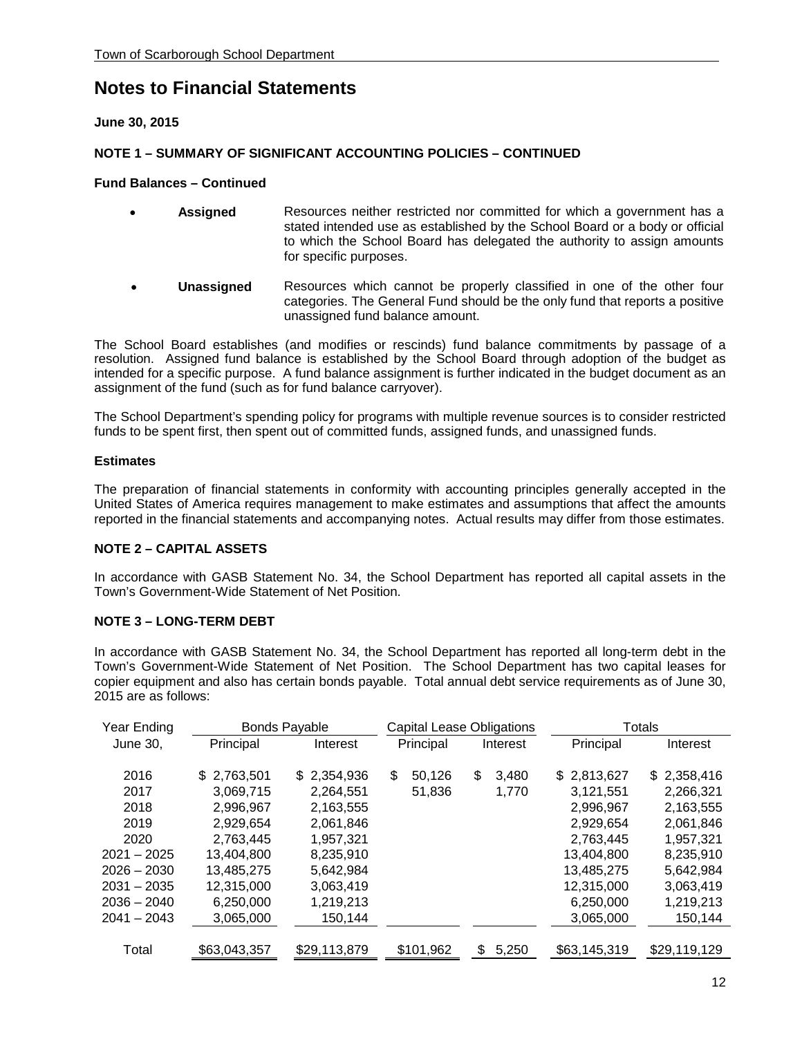# Notes to Financial Statements

**June 30, 2015**

**NOTE 1 – SUMMARY OF SIGNIFICANT ACCOUNTING POLICIES – CONTINUED**

**Fund Balances – Continued**

- **Assigned** Resources neither restricted nor committed for which a government has a stated intended use as established by the School Board or a body or official to which the School Board has delegated the authority to assign amounts for specific purposes.

- **Unassigned** Resources which cannot be properly classified in one of the other four categories. The General Fund should be the only fund that reports a positive unassigned fund balance amount.

The School Board establishes (and modifies or rescinds) fund balance commitments by passage of a resolution. Assigned fund balance is established by the School Board through adoption of the budget as intended for a specific purpose. A fund balance assignment is further indicated in the budget document as an assignment of the fund (such as for fund balance carryover).

The School Department's spending policy for programs with multiple revenue sources is to consider restricted funds to be spent first, then spent out of committed funds, assigned funds, and unassigned funds.

**Estimates**

The preparation of financial statements in conformity with accounting principles generally accepted in the United States of America requires management to make estimates and assumptions that affect the amounts reported in the financial statements and accompanying notes. Actual results may differ from those estimates.

**NOTE 2 – CAPITAL ASSETS**

In accordance with GASB Statement No. 34, the School Department has reported all capital assets in the Town's Government-Wide Statement of Net Position.

**NOTE 3 – LONG-TERM DEBT**

In accordance with GASB Statement No. 34, the School Department has reported all long-term debt in the Town's Government-Wide Statement of Net Position. The School Department has two capital leases for copier equipment and also has certain bonds payable. Total annual debt service requirements as of June 30, 2015 are as follows:

| Year Ending | Bonds Payable | | Capital Lease Obligations | | Totals | |
|---|---|---|---|---|---|---|
| June 30, | Principal | Interest | Principal | Interest | Principal | Interest |
| 2016 | $ 2,763,501 | $ 2,354,936 | $ 50,126 | $ 3,480 | $ 2,813,627 | $ 2,358,416 |
| 2017 | 3,069,715 | 2,264,551 | 51,836 | 1,770 | 3,121,551 | 2,266,321 |
| 2018 | 2,996,967 | 2,163,555 | | | 2,996,967 | 2,163,555 |
| 2019 | 2,929,654 | 2,061,846 | | | 2,929,654 | 2,061,846 |
| 2020 | 2,763,445 | 1,957,321 | | | 2,763,445 | 1,957,321 |
| 2021 – 2025 | 13,404,800 | 8,235,910 | | | 13,404,800 | 8,235,910 |
| 2026 – 2030 | 13,485,275 | 5,642,984 | | | 13,485,275 | 5,642,984 |
| 2031 – 2035 | 12,315,000 | 3,063,419 | | | 12,315,000 | 3,063,419 |
| 2036 – 2040 | 6,250,000 | 1,219,213 | | | 6,250,000 | 1,219,213 |
| 2041 – 2043 | 3,065,000 | 150,144 | | | 3,065,000 | 150,144 |
| Total | $63,043,357 | $29,113,879 | $101,962 | $ 5,250 | $63,145,319 | $29,119,129 |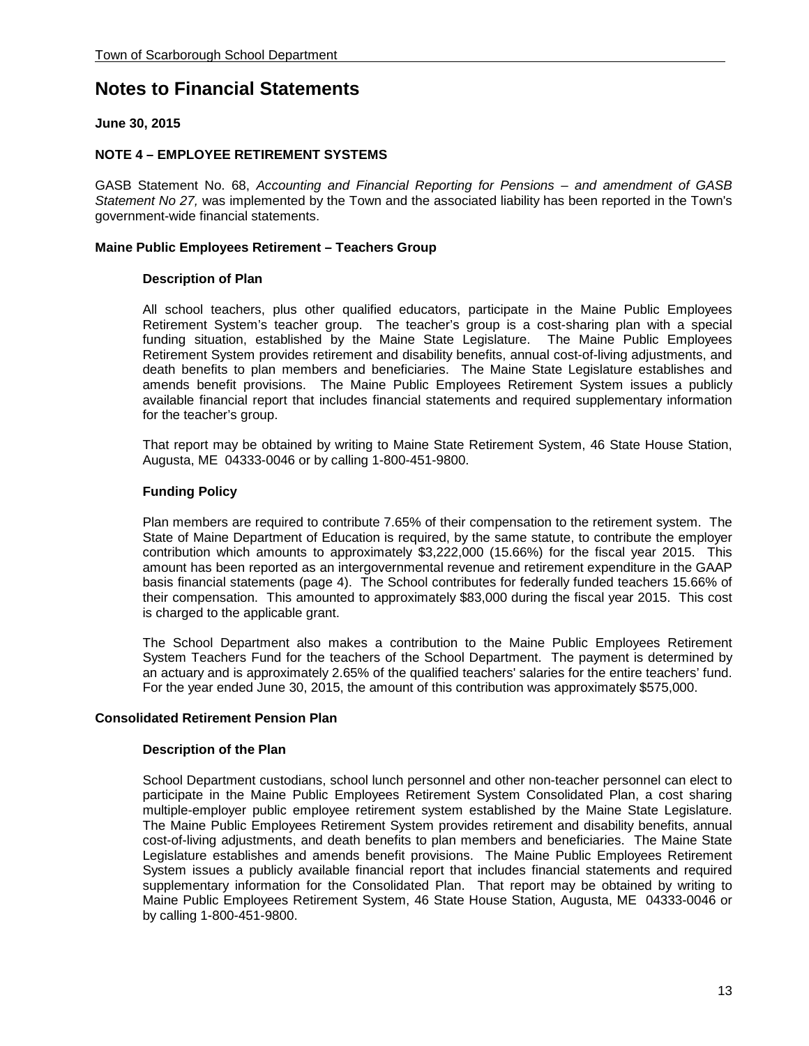# Notes to Financial Statements

**June 30, 2015**

**NOTE 4 – EMPLOYEE RETIREMENT SYSTEMS**

GASB Statement No. 68, *Accounting and Financial Reporting for Pensions – and amendment of GASB Statement No 27,* was implemented by the Town and the associated liability has been reported in the Town's government-wide financial statements.

**Maine Public Employees Retirement – Teachers Group**

**Description of Plan**

All school teachers, plus other qualified educators, participate in the Maine Public Employees Retirement System's teacher group. The teacher's group is a cost-sharing plan with a special funding situation, established by the Maine State Legislature. The Maine Public Employees Retirement System provides retirement and disability benefits, annual cost-of-living adjustments, and death benefits to plan members and beneficiaries. The Maine State Legislature establishes and amends benefit provisions. The Maine Public Employees Retirement System issues a publicly available financial report that includes financial statements and required supplementary information for the teacher's group.

That report may be obtained by writing to Maine State Retirement System, 46 State House Station, Augusta, ME 04333-0046 or by calling 1-800-451-9800.

**Funding Policy**

Plan members are required to contribute 7.65% of their compensation to the retirement system. The State of Maine Department of Education is required, by the same statute, to contribute the employer contribution which amounts to approximately $3,222,000 (15.66%) for the fiscal year 2015. This amount has been reported as an intergovernmental revenue and retirement expenditure in the GAAP basis financial statements (page 4). The School contributes for federally funded teachers 15.66% of their compensation. This amounted to approximately $83,000 during the fiscal year 2015. This cost is charged to the applicable grant.

The School Department also makes a contribution to the Maine Public Employees Retirement System Teachers Fund for the teachers of the School Department. The payment is determined by an actuary and is approximately 2.65% of the qualified teachers' salaries for the entire teachers' fund. For the year ended June 30, 2015, the amount of this contribution was approximately $575,000.

**Consolidated Retirement Pension Plan**

**Description of the Plan**

School Department custodians, school lunch personnel and other non-teacher personnel can elect to participate in the Maine Public Employees Retirement System Consolidated Plan, a cost sharing multiple-employer public employee retirement system established by the Maine State Legislature. The Maine Public Employees Retirement System provides retirement and disability benefits, annual cost-of-living adjustments, and death benefits to plan members and beneficiaries. The Maine State Legislature establishes and amends benefit provisions. The Maine Public Employees Retirement System issues a publicly available financial report that includes financial statements and required supplementary information for the Consolidated Plan. That report may be obtained by writing to Maine Public Employees Retirement System, 46 State House Station, Augusta, ME 04333-0046 or by calling 1-800-451-9800.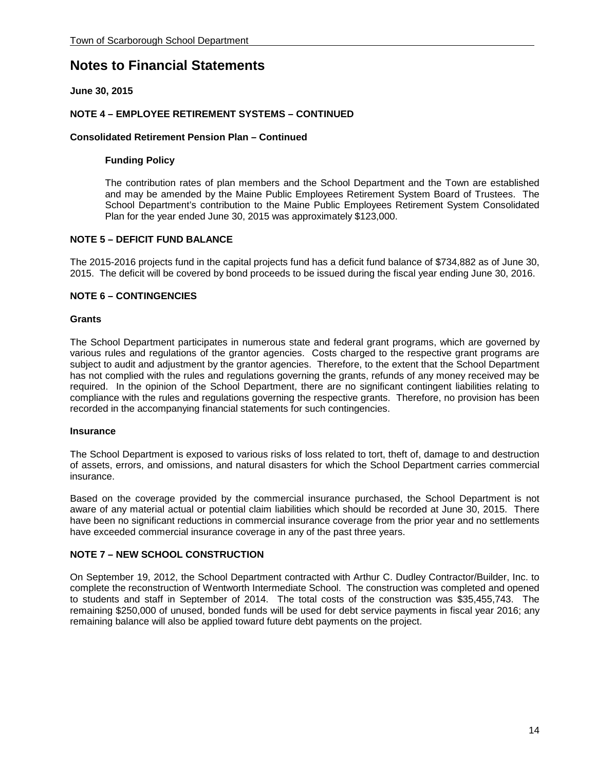# Notes to Financial Statements

**June 30, 2015**

**NOTE 4 – EMPLOYEE RETIREMENT SYSTEMS – CONTINUED**

**Consolidated Retirement Pension Plan – Continued**

**Funding Policy**

The contribution rates of plan members and the School Department and the Town are established and may be amended by the Maine Public Employees Retirement System Board of Trustees. The School Department's contribution to the Maine Public Employees Retirement System Consolidated Plan for the year ended June 30, 2015 was approximately $123,000.

**NOTE 5 – DEFICIT FUND BALANCE**

The 2015-2016 projects fund in the capital projects fund has a deficit fund balance of $734,882 as of June 30, 2015. The deficit will be covered by bond proceeds to be issued during the fiscal year ending June 30, 2016.

**NOTE 6 – CONTINGENCIES**

**Grants**

The School Department participates in numerous state and federal grant programs, which are governed by various rules and regulations of the grantor agencies. Costs charged to the respective grant programs are subject to audit and adjustment by the grantor agencies. Therefore, to the extent that the School Department has not complied with the rules and regulations governing the grants, refunds of any money received may be required. In the opinion of the School Department, there are no significant contingent liabilities relating to compliance with the rules and regulations governing the respective grants. Therefore, no provision has been recorded in the accompanying financial statements for such contingencies.

**Insurance**

The School Department is exposed to various risks of loss related to tort, theft of, damage to and destruction of assets, errors, and omissions, and natural disasters for which the School Department carries commercial insurance.

Based on the coverage provided by the commercial insurance purchased, the School Department is not aware of any material actual or potential claim liabilities which should be recorded at June 30, 2015. There have been no significant reductions in commercial insurance coverage from the prior year and no settlements have exceeded commercial insurance coverage in any of the past three years.

**NOTE 7 – NEW SCHOOL CONSTRUCTION**

On September 19, 2012, the School Department contracted with Arthur C. Dudley Contractor/Builder, Inc. to complete the reconstruction of Wentworth Intermediate School. The construction was completed and opened to students and staff in September of 2014. The total costs of the construction was $35,455,743. The remaining $250,000 of unused, bonded funds will be used for debt service payments in fiscal year 2016; any remaining balance will also be applied toward future debt payments on the project.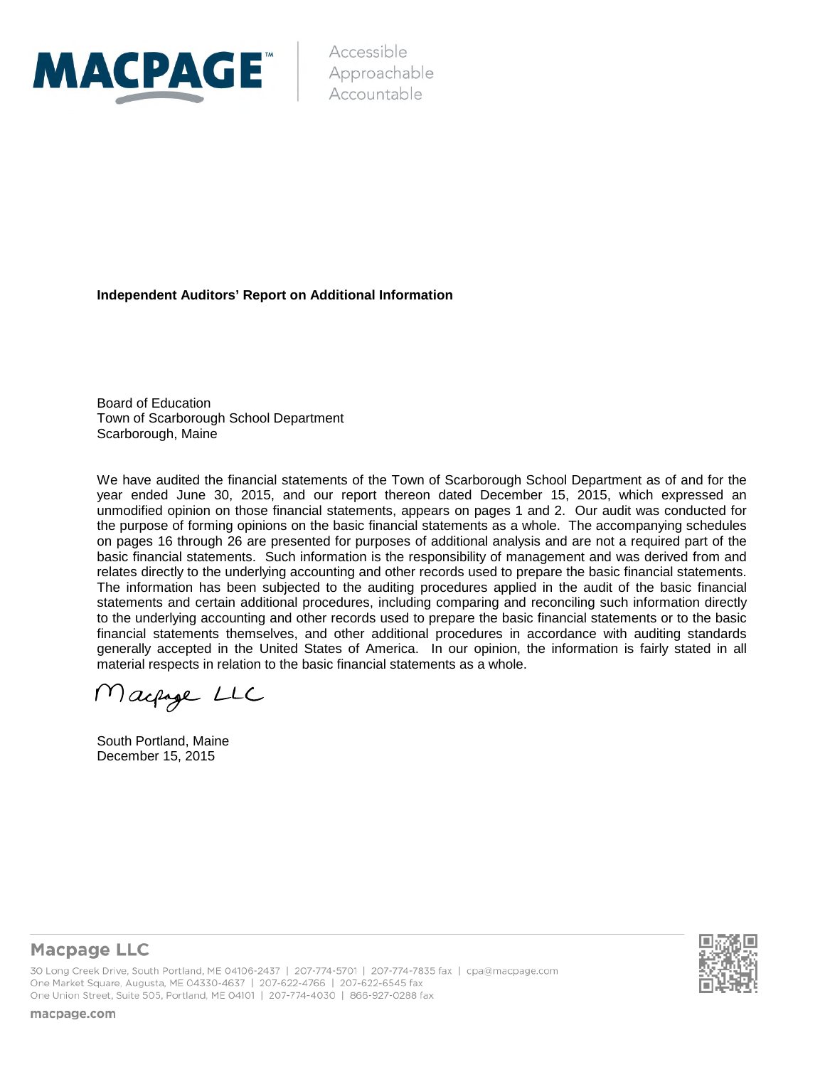**Independent Auditors' Report on Additional Information**

Board of Education
Town of Scarborough School Department
Scarborough, Maine

We have audited the financial statements of the Town of Scarborough School Department as of and for the year ended June 30, 2015, and our report thereon dated December 15, 2015, which expressed an unmodified opinion on those financial statements, appears on pages 1 and 2. Our audit was conducted for the purpose of forming opinions on the basic financial statements as a whole. The accompanying schedules on pages 16 through 26 are presented for purposes of additional analysis and are not a required part of the basic financial statements. Such information is the responsibility of management and was derived from and relates directly to the underlying accounting and other records used to prepare the basic financial statements. The information has been subjected to the auditing procedures applied in the audit of the basic financial statements and certain additional procedures, including comparing and reconciling such information directly to the underlying accounting and other records used to prepare the basic financial statements or to the basic financial statements themselves, and other additional procedures in accordance with auditing standards generally accepted in the United States of America. In our opinion, the information is fairly stated in all material respects in relation to the basic financial statements as a whole.

Macpage LLC

South Portland, Maine
December 15, 2015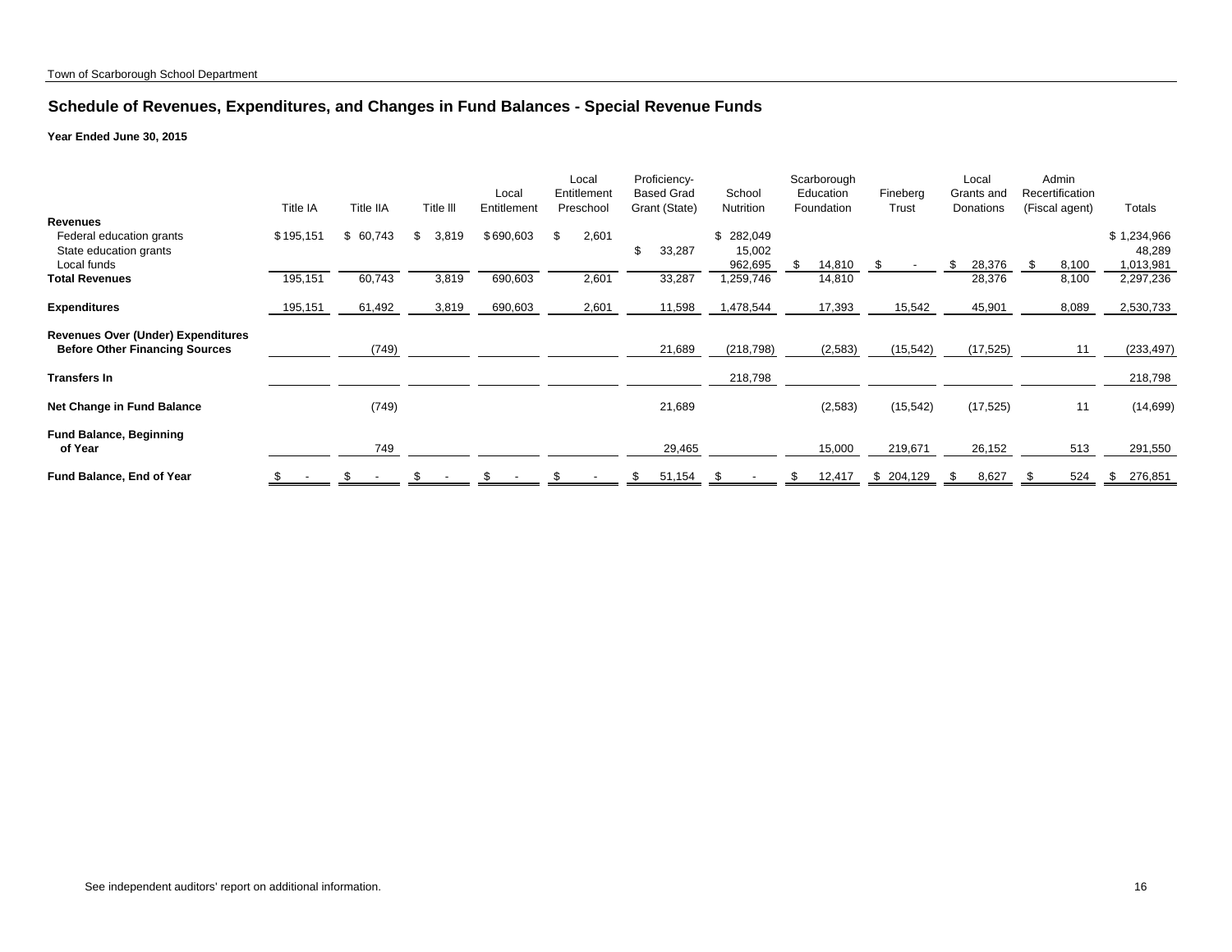Town of Scarborough School Department

## Schedule of Revenues, Expenditures, and Changes in Fund Balances - Special Revenue Funds

**Year Ended June 30, 2015**

| | Title IA | Title IIA | Title III | Local Entitlement | Local Entitlement Preschool | Proficiency-Based Grad Grant (State) | School Nutrition | Scarborough Education Foundation | Fineberg Trust | Local Grants and Donations | Admin Recertification (Fiscal agent) | Totals |
|---|---|---|---|---|---|---|---|---|---|---|---|---|
| **Revenues** | | | | | | | | | | | | |
| Federal education grants | $ 195,151 | $ 60,743 | $ 3,819 | $ 690,603 | $ 2,601 | | $ 282,049 | | | | | $ 1,234,966 |
| State education grants | | | | | | $ 33,287 | 15,002 | | | | | 48,289 |
| Local funds | | | | | | | 962,695 | $ 14,810 | $ - | $ 28,376 | $ 8,100 | 1,013,981 |
| **Total Revenues** | 195,151 | 60,743 | 3,819 | 690,603 | 2,601 | 33,287 | 1,259,746 | 14,810 | | 28,376 | 8,100 | 2,297,236 |
| **Expenditures** | 195,151 | 61,492 | 3,819 | 690,603 | 2,601 | 11,598 | 1,478,544 | 17,393 | 15,542 | 45,901 | 8,089 | 2,530,733 |
| **Revenues Over (Under) Expenditures Before Other Financing Sources** | | (749) | | | | 21,689 | (218,798) | (2,583) | (15,542) | (17,525) | 11 | (233,497) |
| **Transfers In** | | | | | | | 218,798 | | | | | 218,798 |
| **Net Change in Fund Balance** | | (749) | | | | 21,689 | | (2,583) | (15,542) | (17,525) | 11 | (14,699) |
| **Fund Balance, Beginning of Year** | | 749 | | | | 29,465 | | 15,000 | 219,671 | 26,152 | 513 | 291,550 |
| **Fund Balance, End of Year** | $ - | $ - | $ - | $ - | $ - | $ 51,154 | $ - | $ 12,417 | $ 204,129 | $ 8,627 | $ 524 | $ 276,851 |

See independent auditors' report on additional information.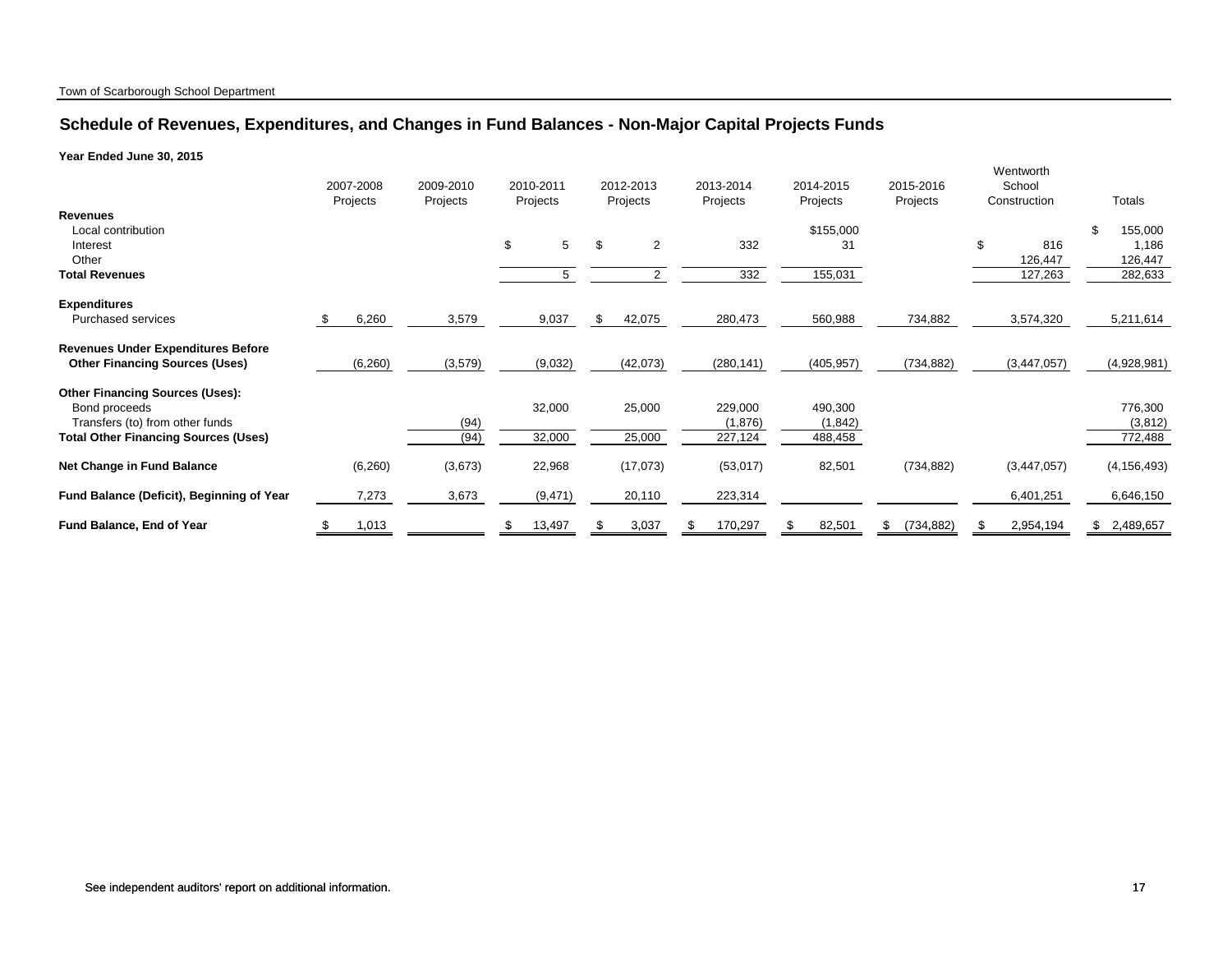Town of Scarborough School Department

## Schedule of Revenues, Expenditures, and Changes in Fund Balances - Non-Major Capital Projects Funds

**Year Ended June 30, 2015**

| | 2007-2008 Projects | 2009-2010 Projects | 2010-2011 Projects | 2012-2013 Projects | 2013-2014 Projects | 2014-2015 Projects | 2015-2016 Projects | Wentworth School Construction | Totals |
|---|---|---|---|---|---|---|---|---|---|
| **Revenues** | | | | | | | | | |
| Local contribution | | | | | | $155,000 | | | $ 155,000 |
| Interest | | | $ 5 | $ 2 | 332 | 31 | | $ 816 | 1,186 |
| Other | | | | | | | | 126,447 | 126,447 |
| **Total Revenues** | | | 5 | 2 | 332 | 155,031 | | 127,263 | 282,633 |
| **Expenditures** | | | | | | | | | |
| Purchased services | $ 6,260 | 3,579 | 9,037 | $ 42,075 | 280,473 | 560,988 | 734,882 | 3,574,320 | 5,211,614 |
| **Revenues Under Expenditures Before Other Financing Sources (Uses)** | (6,260) | (3,579) | (9,032) | (42,073) | (280,141) | (405,957) | (734,882) | (3,447,057) | (4,928,981) |
| **Other Financing Sources (Uses):** | | | | | | | | | |
| Bond proceeds | | | 32,000 | 25,000 | 229,000 | 490,300 | | | 776,300 |
| Transfers (to) from other funds | | (94) | | | (1,876) | (1,842) | | | (3,812) |
| **Total Other Financing Sources (Uses)** | | (94) | 32,000 | 25,000 | 227,124 | 488,458 | | | 772,488 |
| **Net Change in Fund Balance** | (6,260) | (3,673) | 22,968 | (17,073) | (53,017) | 82,501 | (734,882) | (3,447,057) | (4,156,493) |
| **Fund Balance (Deficit), Beginning of Year** | 7,273 | 3,673 | (9,471) | 20,110 | 223,314 | | | 6,401,251 | 6,646,150 |
| **Fund Balance, End of Year** | $ 1,013 | | $ 13,497 | $ 3,037 | $ 170,297 | $ 82,501 | $ (734,882) | $ 2,954,194 | $ 2,489,657 |

See independent auditors' report on additional information.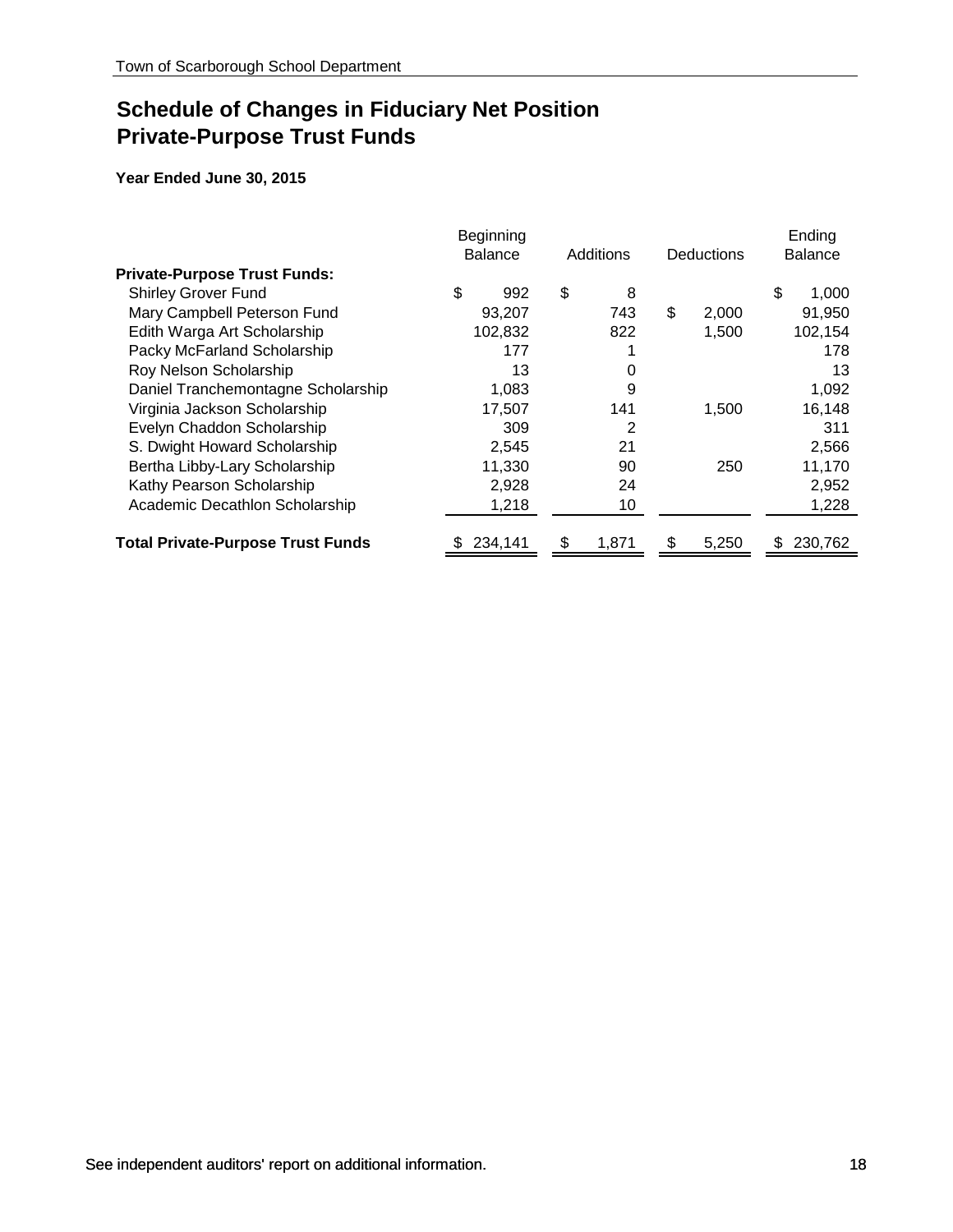## Schedule of Changes in Fiduciary Net Position
## Private-Purpose Trust Funds

**Year Ended June 30, 2015**

| | Beginning Balance | Additions | Deductions | Ending Balance |
|---|---|---|---|---|
| **Private-Purpose Trust Funds:** | | | | |
| Shirley Grover Fund | $ 992 | $ 8 | | $ 1,000 |
| Mary Campbell Peterson Fund | 93,207 | 743 | $ 2,000 | 91,950 |
| Edith Warga Art Scholarship | 102,832 | 822 | 1,500 | 102,154 |
| Packy McFarland Scholarship | 177 | 1 | | 178 |
| Roy Nelson Scholarship | 13 | 0 | | 13 |
| Daniel Tranchemontagne Scholarship | 1,083 | 9 | | 1,092 |
| Virginia Jackson Scholarship | 17,507 | 141 | 1,500 | 16,148 |
| Evelyn Chaddon Scholarship | 309 | 2 | | 311 |
| S. Dwight Howard Scholarship | 2,545 | 21 | | 2,566 |
| Bertha Libby-Lary Scholarship | 11,330 | 90 | 250 | 11,170 |
| Kathy Pearson Scholarship | 2,928 | 24 | | 2,952 |
| Academic Decathlon Scholarship | 1,218 | 10 | | 1,228 |
| **Total Private-Purpose Trust Funds** | $ 234,141 | $ 1,871 | $ 5,250 | $ 230,762 |

See independent auditors' report on additional information.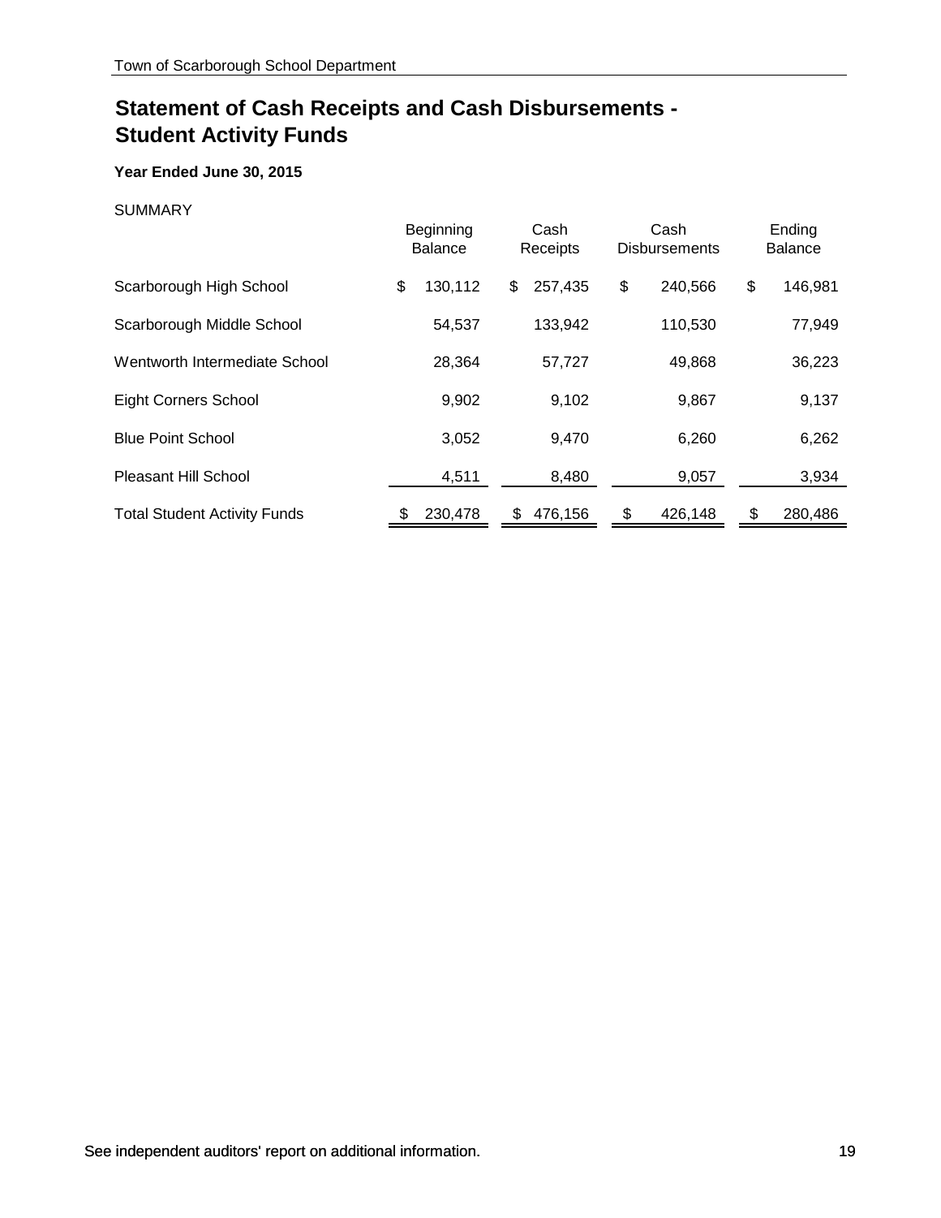# Statement of Cash Receipts and Cash Disbursements - Student Activity Funds

**Year Ended June 30, 2015**

SUMMARY

| | Beginning Balance | Cash Receipts | Cash Disbursements | Ending Balance |
|---|---|---|---|---|
| Scarborough High School | $ 130,112 | $ 257,435 | $ 240,566 | $ 146,981 |
| Scarborough Middle School | 54,537 | 133,942 | 110,530 | 77,949 |
| Wentworth Intermediate School | 28,364 | 57,727 | 49,868 | 36,223 |
| Eight Corners School | 9,902 | 9,102 | 9,867 | 9,137 |
| Blue Point School | 3,052 | 9,470 | 6,260 | 6,262 |
| Pleasant Hill School | 4,511 | 8,480 | 9,057 | 3,934 |
| Total Student Activity Funds | $ 230,478 | $ 476,156 | $ 426,148 | $ 280,486 |

See independent auditors' report on additional information.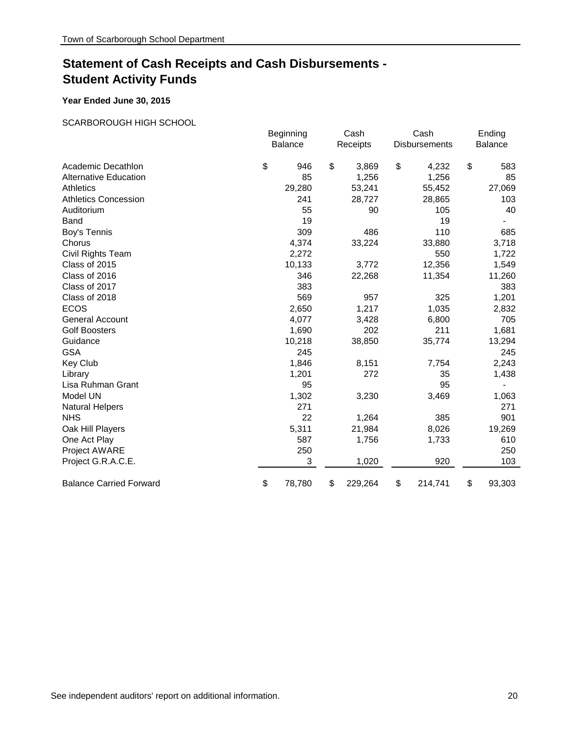# Statement of Cash Receipts and Cash Disbursements - Student Activity Funds

**Year Ended June 30, 2015**

SCARBOROUGH HIGH SCHOOL

| | Beginning Balance | Cash Receipts | Cash Disbursements | Ending Balance |
|---|---|---|---|---|
| Academic Decathlon | $ 946 | $ 3,869 | $ 4,232 | $ 583 |
| Alternative Education | 85 | 1,256 | 1,256 | 85 |
| Athletics | 29,280 | 53,241 | 55,452 | 27,069 |
| Athletics Concession | 241 | 28,727 | 28,865 | 103 |
| Auditorium | 55 | 90 | 105 | 40 |
| Band | 19 | | 19 | - |
| Boy's Tennis | 309 | 486 | 110 | 685 |
| Chorus | 4,374 | 33,224 | 33,880 | 3,718 |
| Civil Rights Team | 2,272 | | 550 | 1,722 |
| Class of 2015 | 10,133 | 3,772 | 12,356 | 1,549 |
| Class of 2016 | 346 | 22,268 | 11,354 | 11,260 |
| Class of 2017 | 383 | | | 383 |
| Class of 2018 | 569 | 957 | 325 | 1,201 |
| ECOS | 2,650 | 1,217 | 1,035 | 2,832 |
| General Account | 4,077 | 3,428 | 6,800 | 705 |
| Golf Boosters | 1,690 | 202 | 211 | 1,681 |
| Guidance | 10,218 | 38,850 | 35,774 | 13,294 |
| GSA | 245 | | | 245 |
| Key Club | 1,846 | 8,151 | 7,754 | 2,243 |
| Library | 1,201 | 272 | 35 | 1,438 |
| Lisa Ruhman Grant | 95 | | 95 | - |
| Model UN | 1,302 | 3,230 | 3,469 | 1,063 |
| Natural Helpers | 271 | | | 271 |
| NHS | 22 | 1,264 | 385 | 901 |
| Oak Hill Players | 5,311 | 21,984 | 8,026 | 19,269 |
| One Act Play | 587 | 1,756 | 1,733 | 610 |
| Project AWARE | 250 | | | 250 |
| Project G.R.A.C.E. | 3 | 1,020 | 920 | 103 |
| Balance Carried Forward | $ 78,780 | $ 229,264 | $ 214,741 | $ 93,303 |

See independent auditors' report on additional information.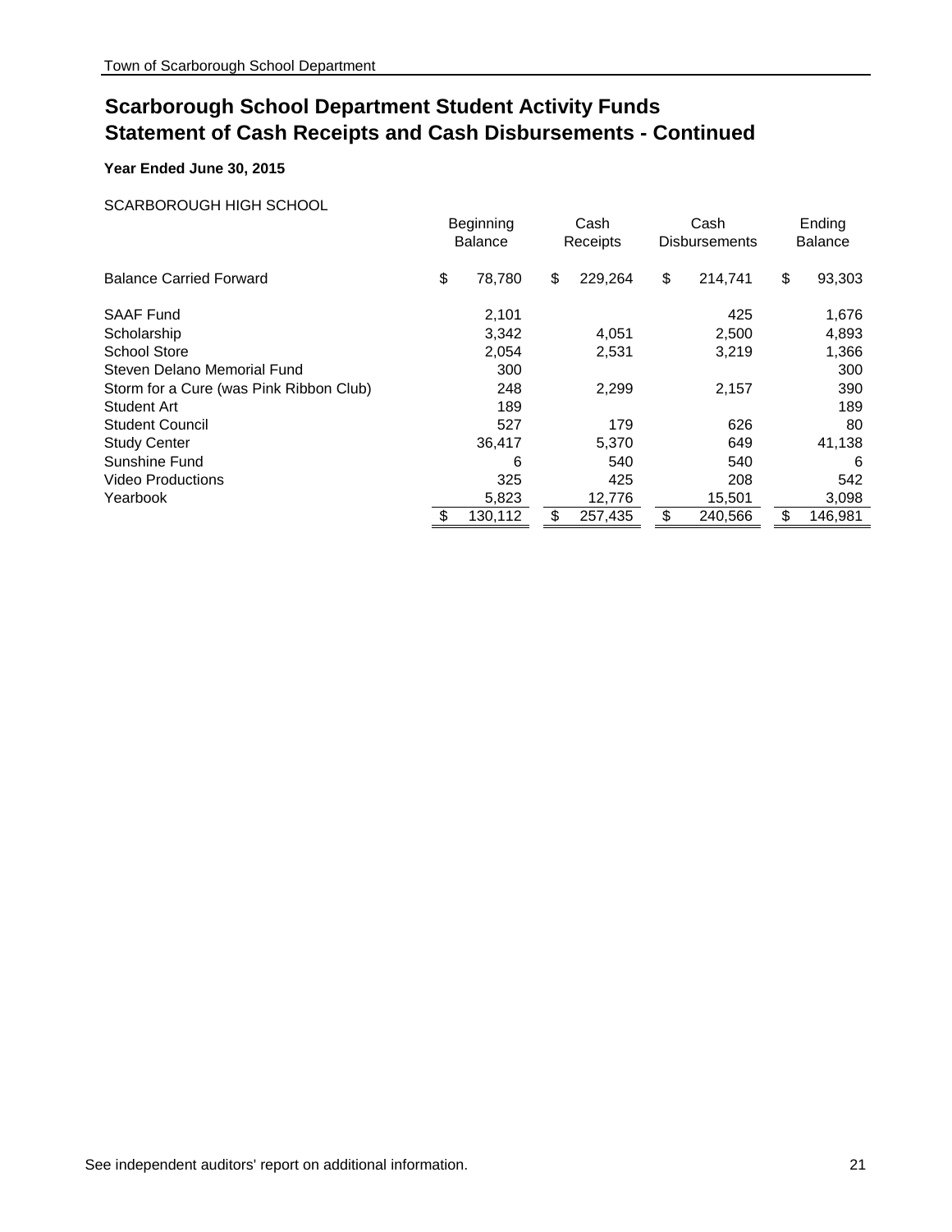# Scarborough School Department Student Activity Funds
# Statement of Cash Receipts and Cash Disbursements - Continued

**Year Ended June 30, 2015**

SCARBOROUGH HIGH SCHOOL

| | Beginning Balance | Cash Receipts | Cash Disbursements | Ending Balance |
|---|---|---|---|---|
| Balance Carried Forward | $ 78,780 | $ 229,264 | $ 214,741 | $ 93,303 |
| SAAF Fund | 2,101 | | 425 | 1,676 |
| Scholarship | 3,342 | 4,051 | 2,500 | 4,893 |
| School Store | 2,054 | 2,531 | 3,219 | 1,366 |
| Steven Delano Memorial Fund | 300 | | | 300 |
| Storm for a Cure (was Pink Ribbon Club) | 248 | 2,299 | 2,157 | 390 |
| Student Art | 189 | | | 189 |
| Student Council | 527 | 179 | 626 | 80 |
| Study Center | 36,417 | 5,370 | 649 | 41,138 |
| Sunshine Fund | 6 | 540 | 540 | 6 |
| Video Productions | 325 | 425 | 208 | 542 |
| Yearbook | 5,823 | 12,776 | 15,501 | 3,098 |
| | $ 130,112 | $ 257,435 | $ 240,566 | $ 146,981 |

See independent auditors' report on additional information.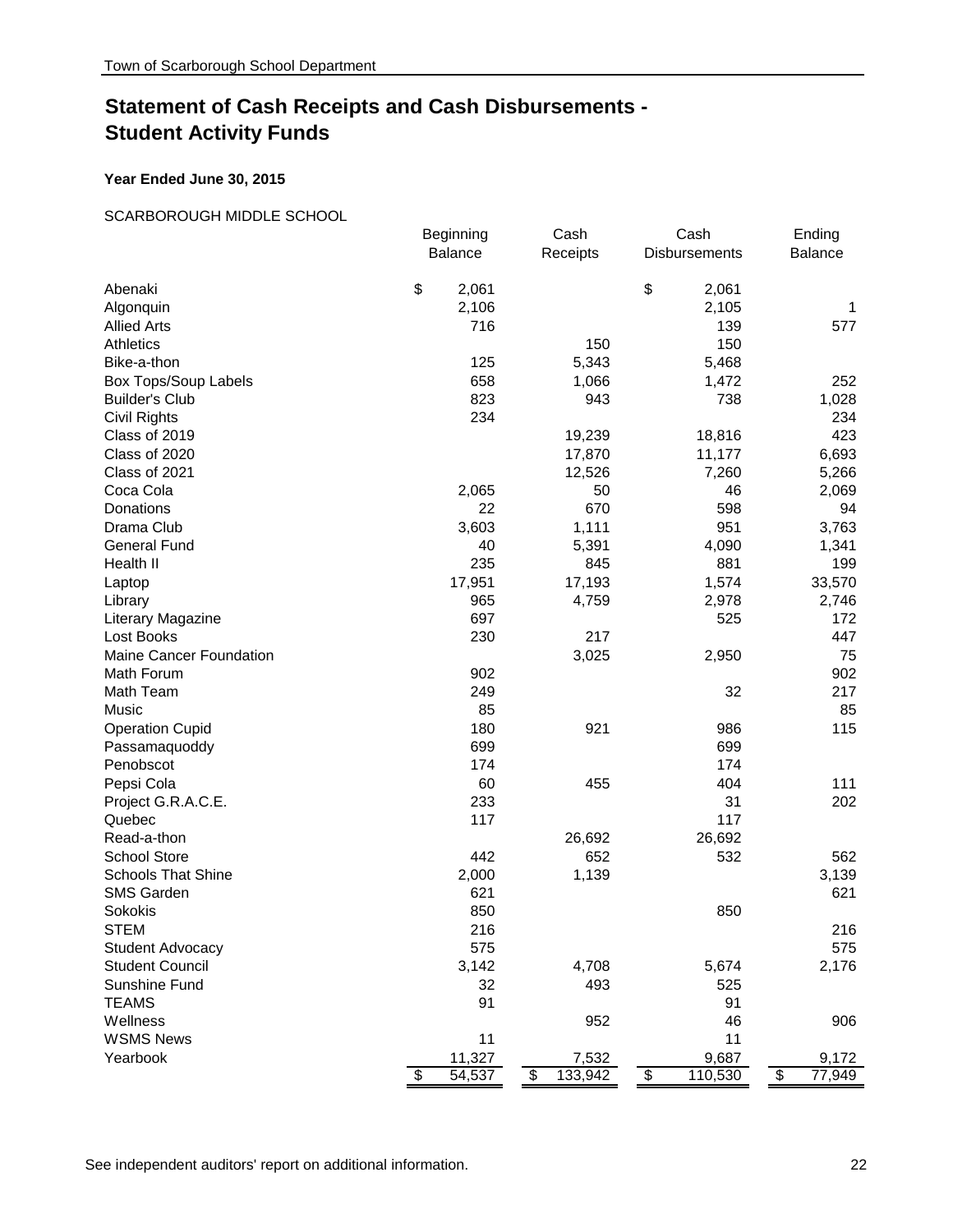Town of Scarborough School Department

# Statement of Cash Receipts and Cash Disbursements - Student Activity Funds

**Year Ended June 30, 2015**

SCARBOROUGH MIDDLE SCHOOL

| | Beginning Balance | Cash Receipts | Cash Disbursements | Ending Balance |
|---|---|---|---|---|
| Abenaki | $ 2,061 | | $ 2,061 | |
| Algonquin | 2,106 | | 2,105 | 1 |
| Allied Arts | 716 | | 139 | 577 |
| Athletics | | 150 | 150 | |
| Bike-a-thon | 125 | 5,343 | 5,468 | |
| Box Tops/Soup Labels | 658 | 1,066 | 1,472 | 252 |
| Builder's Club | 823 | 943 | 738 | 1,028 |
| Civil Rights | 234 | | | 234 |
| Class of 2019 | | 19,239 | 18,816 | 423 |
| Class of 2020 | | 17,870 | 11,177 | 6,693 |
| Class of 2021 | | 12,526 | 7,260 | 5,266 |
| Coca Cola | 2,065 | 50 | 46 | 2,069 |
| Donations | 22 | 670 | 598 | 94 |
| Drama Club | 3,603 | 1,111 | 951 | 3,763 |
| General Fund | 40 | 5,391 | 4,090 | 1,341 |
| Health II | 235 | 845 | 881 | 199 |
| Laptop | 17,951 | 17,193 | 1,574 | 33,570 |
| Library | 965 | 4,759 | 2,978 | 2,746 |
| Literary Magazine | 697 | | 525 | 172 |
| Lost Books | 230 | 217 | | 447 |
| Maine Cancer Foundation | | 3,025 | 2,950 | 75 |
| Math Forum | 902 | | | 902 |
| Math Team | 249 | | 32 | 217 |
| Music | 85 | | | 85 |
| Operation Cupid | 180 | 921 | 986 | 115 |
| Passamaquoddy | 699 | | 699 | |
| Penobscot | 174 | | 174 | |
| Pepsi Cola | 60 | 455 | 404 | 111 |
| Project G.R.A.C.E. | 233 | | 31 | 202 |
| Quebec | 117 | | 117 | |
| Read-a-thon | | 26,692 | 26,692 | |
| School Store | 442 | 652 | 532 | 562 |
| Schools That Shine | 2,000 | 1,139 | | 3,139 |
| SMS Garden | 621 | | | 621 |
| Sokokis | 850 | | 850 | |
| STEM | 216 | | | 216 |
| Student Advocacy | 575 | | | 575 |
| Student Council | 3,142 | 4,708 | 5,674 | 2,176 |
| Sunshine Fund | 32 | 493 | 525 | |
| TEAMS | 91 | | 91 | |
| Wellness | | 952 | 46 | 906 |
| WSMS News | 11 | | 11 | |
| Yearbook | 11,327 | 7,532 | 9,687 | 9,172 |
| | $ 54,537 | $ 133,942 | $ 110,530 | $ 77,949 |

See independent auditors' report on additional information.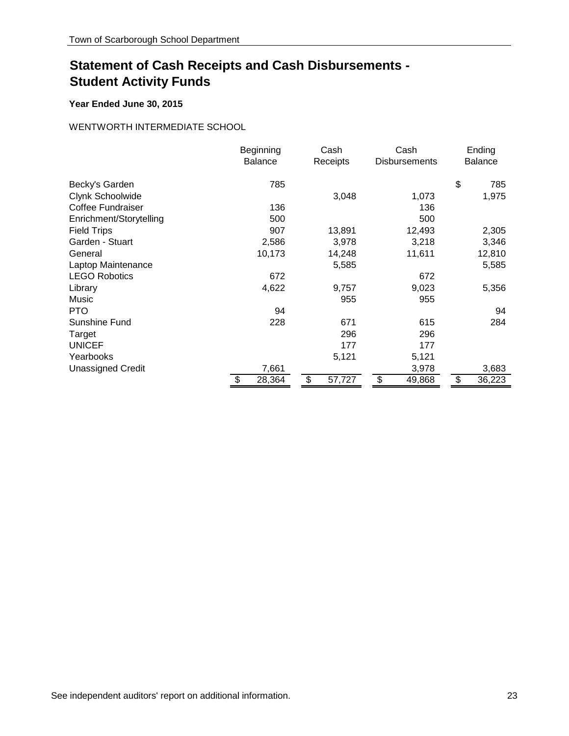# Statement of Cash Receipts and Cash Disbursements - Student Activity Funds

**Year Ended June 30, 2015**

WENTWORTH INTERMEDIATE SCHOOL

| | Beginning Balance | Cash Receipts | Cash Disbursements | Ending Balance |
|---|---|---|---|---|
| Becky's Garden | 785 | | | $ 785 |
| Clynk Schoolwide | | 3,048 | 1,073 | 1,975 |
| Coffee Fundraiser | 136 | | 136 | |
| Enrichment/Storytelling | 500 | | 500 | |
| Field Trips | 907 | 13,891 | 12,493 | 2,305 |
| Garden - Stuart | 2,586 | 3,978 | 3,218 | 3,346 |
| General | 10,173 | 14,248 | 11,611 | 12,810 |
| Laptop Maintenance | | 5,585 | | 5,585 |
| LEGO Robotics | 672 | | 672 | |
| Library | 4,622 | 9,757 | 9,023 | 5,356 |
| Music | | 955 | 955 | |
| PTO | 94 | | | 94 |
| Sunshine Fund | 228 | 671 | 615 | 284 |
| Target | | 296 | 296 | |
| UNICEF | | 177 | 177 | |
| Yearbooks | | 5,121 | 5,121 | |
| Unassigned Credit | 7,661 | | 3,978 | 3,683 |
| | $ 28,364 | $ 57,727 | $ 49,868 | $ 36,223 |

See independent auditors' report on additional information.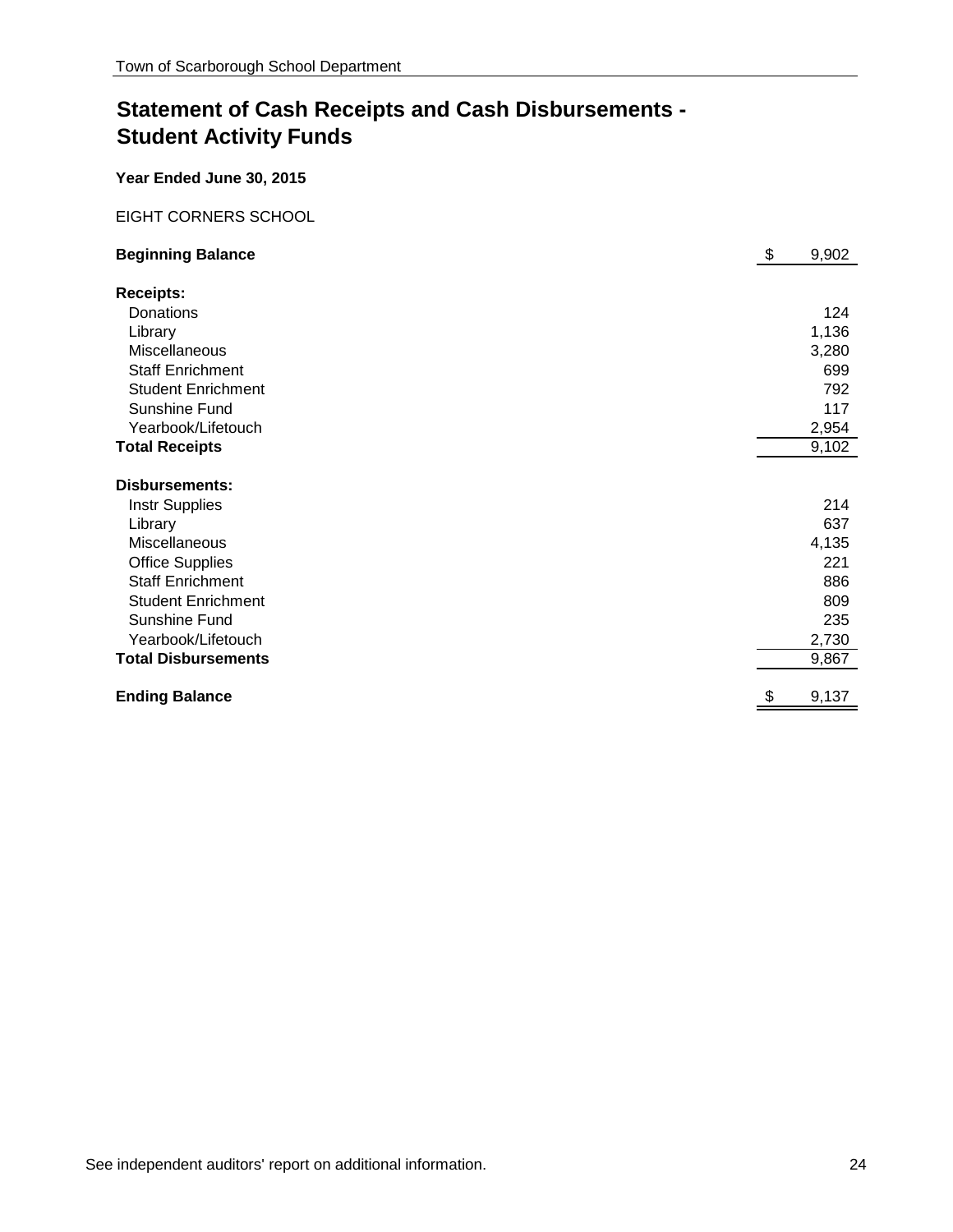# Statement of Cash Receipts and Cash Disbursements - Student Activity Funds

**Year Ended June 30, 2015**

EIGHT CORNERS SCHOOL

| | |
|---|---|
| **Beginning Balance** | $ 9,902 |
| **Receipts:** | |
| Donations | 124 |
| Library | 1,136 |
| Miscellaneous | 3,280 |
| Staff Enrichment | 699 |
| Student Enrichment | 792 |
| Sunshine Fund | 117 |
| Yearbook/Lifetouch | 2,954 |
| **Total Receipts** | 9,102 |
| **Disbursements:** | |
| Instr Supplies | 214 |
| Library | 637 |
| Miscellaneous | 4,135 |
| Office Supplies | 221 |
| Staff Enrichment | 886 |
| Student Enrichment | 809 |
| Sunshine Fund | 235 |
| Yearbook/Lifetouch | 2,730 |
| **Total Disbursements** | 9,867 |
| **Ending Balance** | $ 9,137 |

See independent auditors' report on additional information.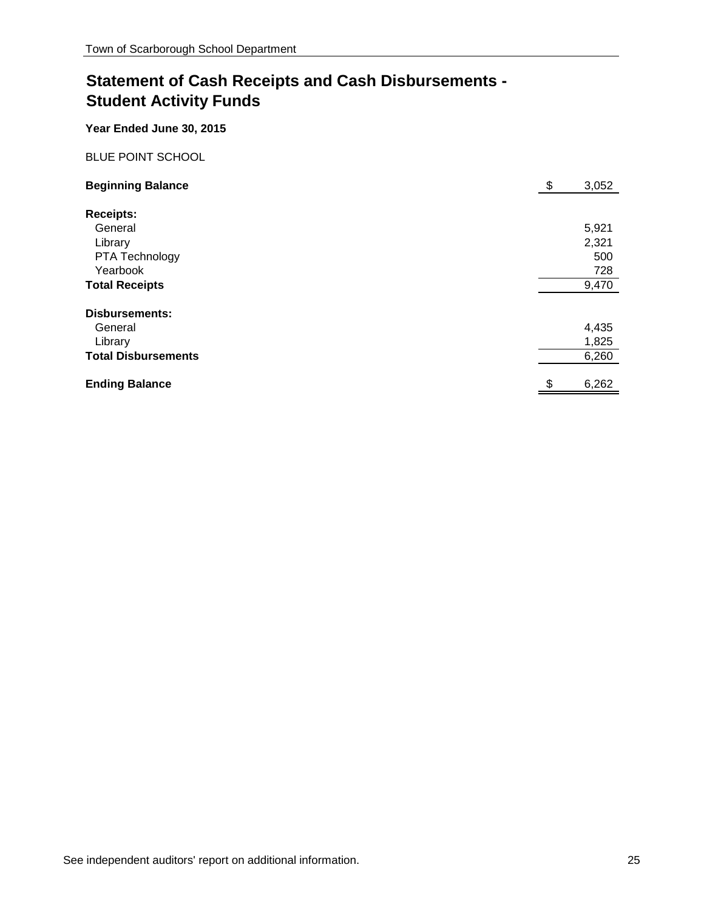# Statement of Cash Receipts and Cash Disbursements - Student Activity Funds

**Year Ended June 30, 2015**

BLUE POINT SCHOOL

| | |
|---|---|
| **Beginning Balance** | $ 3,052 |
| **Receipts:** | |
| General | 5,921 |
| Library | 2,321 |
| PTA Technology | 500 |
| Yearbook | 728 |
| **Total Receipts** | 9,470 |
| **Disbursements:** | |
| General | 4,435 |
| Library | 1,825 |
| **Total Disbursements** | 6,260 |
| **Ending Balance** | $ 6,262 |

See independent auditors' report on additional information.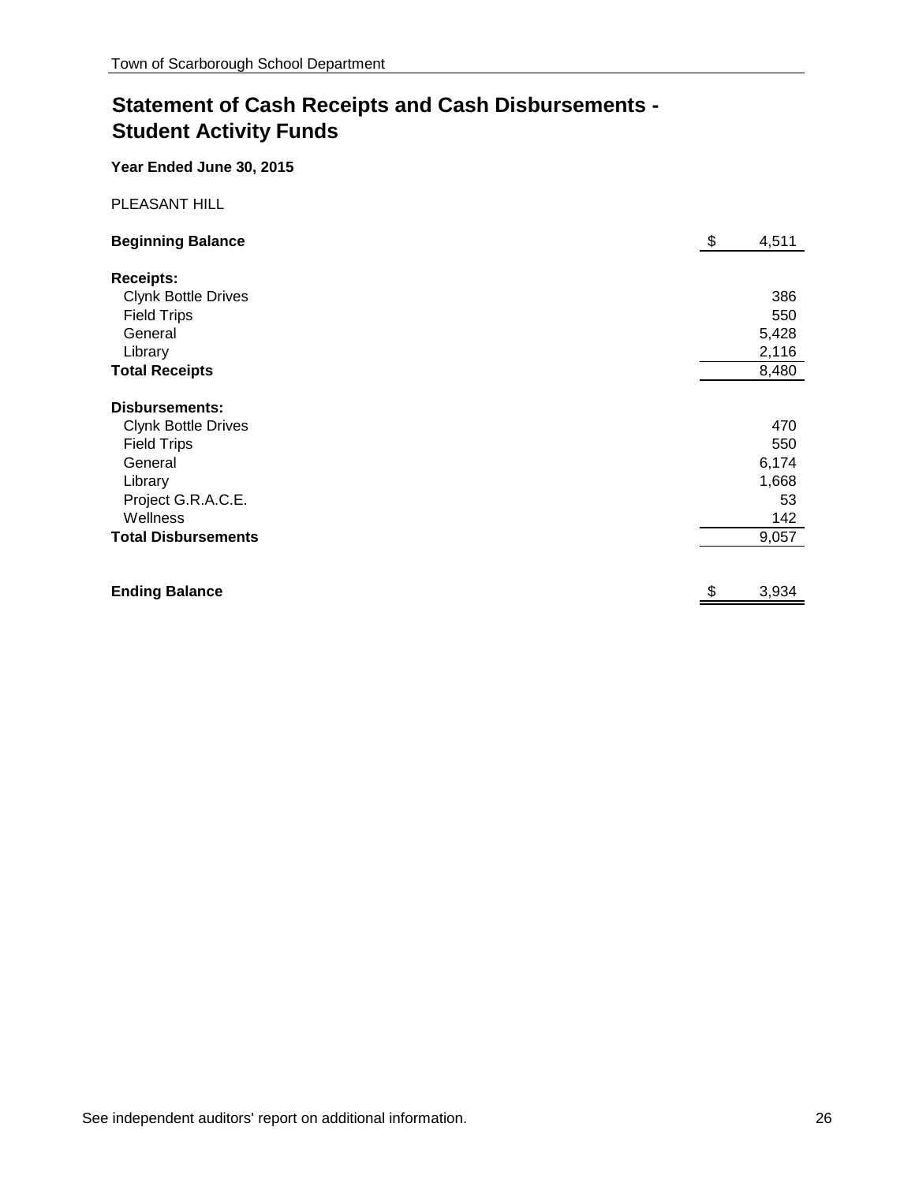## Statement of Cash Receipts and Cash Disbursements - Student Activity Funds

**Year Ended June 30, 2015**

PLEASANT HILL

| | |
|---|---|
| **Beginning Balance** | $ 4,511 |
| **Receipts:** | |
| Clynk Bottle Drives | 386 |
| Field Trips | 550 |
| General | 5,428 |
| Library | 2,116 |
| **Total Receipts** | 8,480 |
| **Disbursements:** | |
| Clynk Bottle Drives | 470 |
| Field Trips | 550 |
| General | 6,174 |
| Library | 1,668 |
| Project G.R.A.C.E. | 53 |
| Wellness | 142 |
| **Total Disbursements** | 9,057 |
| **Ending Balance** | $ 3,934 |

See independent auditors' report on additional information.